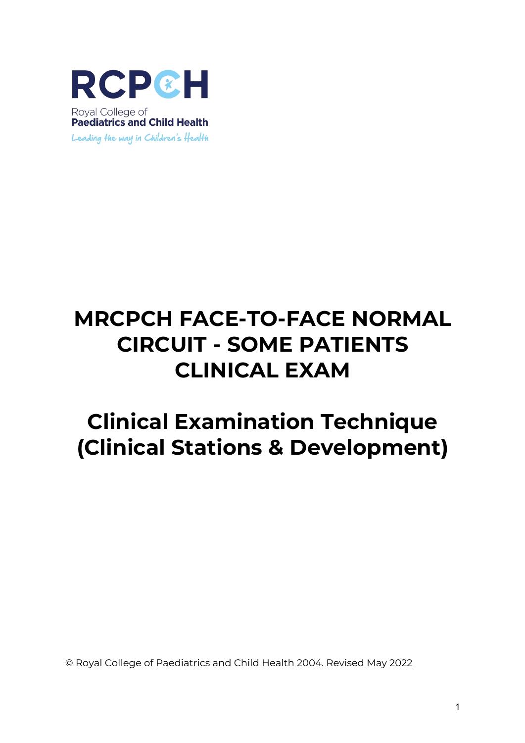RCPCH

Royal College of
**Paediatrics and Child Health**

*Leading the way in Children's Health*

# MRCPCH FACE-TO-FACE NORMAL CIRCUIT - SOME PATIENTS CLINICAL EXAM

# Clinical Examination Technique (Clinical Stations & Development)

© Royal College of Paediatrics and Child Health 2004. Revised May 2022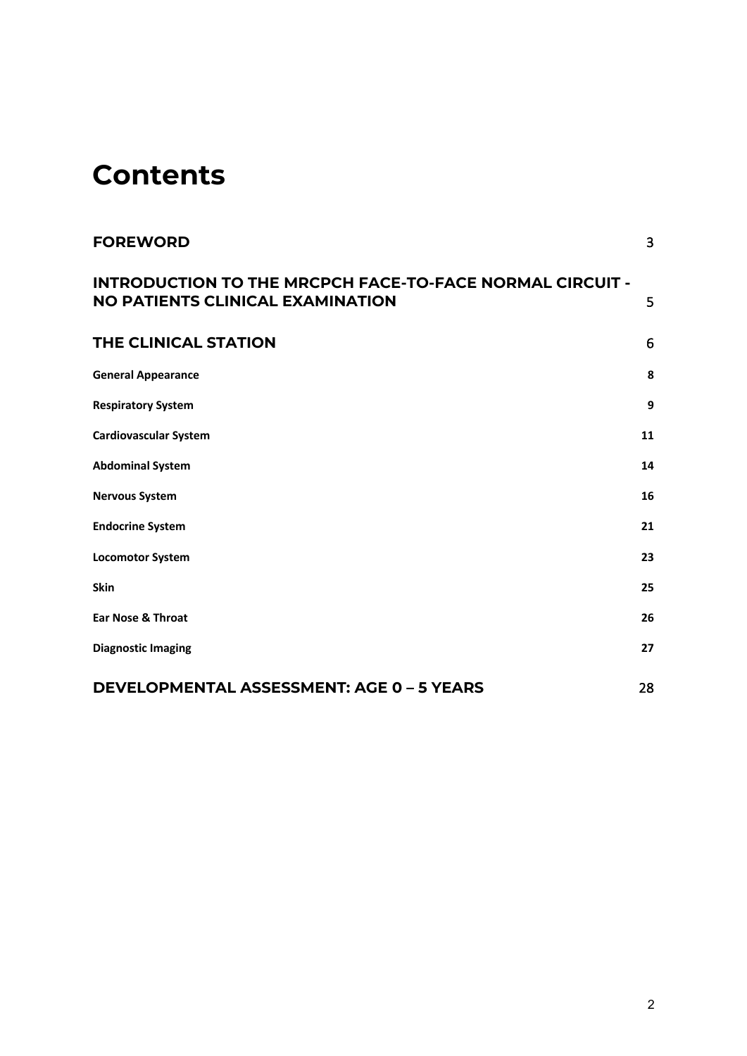# Contents

| | |
|---|---|
| **FOREWORD** | 3 |
| **INTRODUCTION TO THE MRCPCH FACE-TO-FACE NORMAL CIRCUIT - NO PATIENTS CLINICAL EXAMINATION** | 5 |
| **THE CLINICAL STATION** | 6 |
| **General Appearance** | **8** |
| **Respiratory System** | **9** |
| **Cardiovascular System** | **11** |
| **Abdominal System** | **14** |
| **Nervous System** | **16** |
| **Endocrine System** | **21** |
| **Locomotor System** | **23** |
| **Skin** | **25** |
| **Ear Nose & Throat** | **26** |
| **Diagnostic Imaging** | **27** |
| **DEVELOPMENTAL ASSESSMENT: AGE 0 – 5 YEARS** | 28 |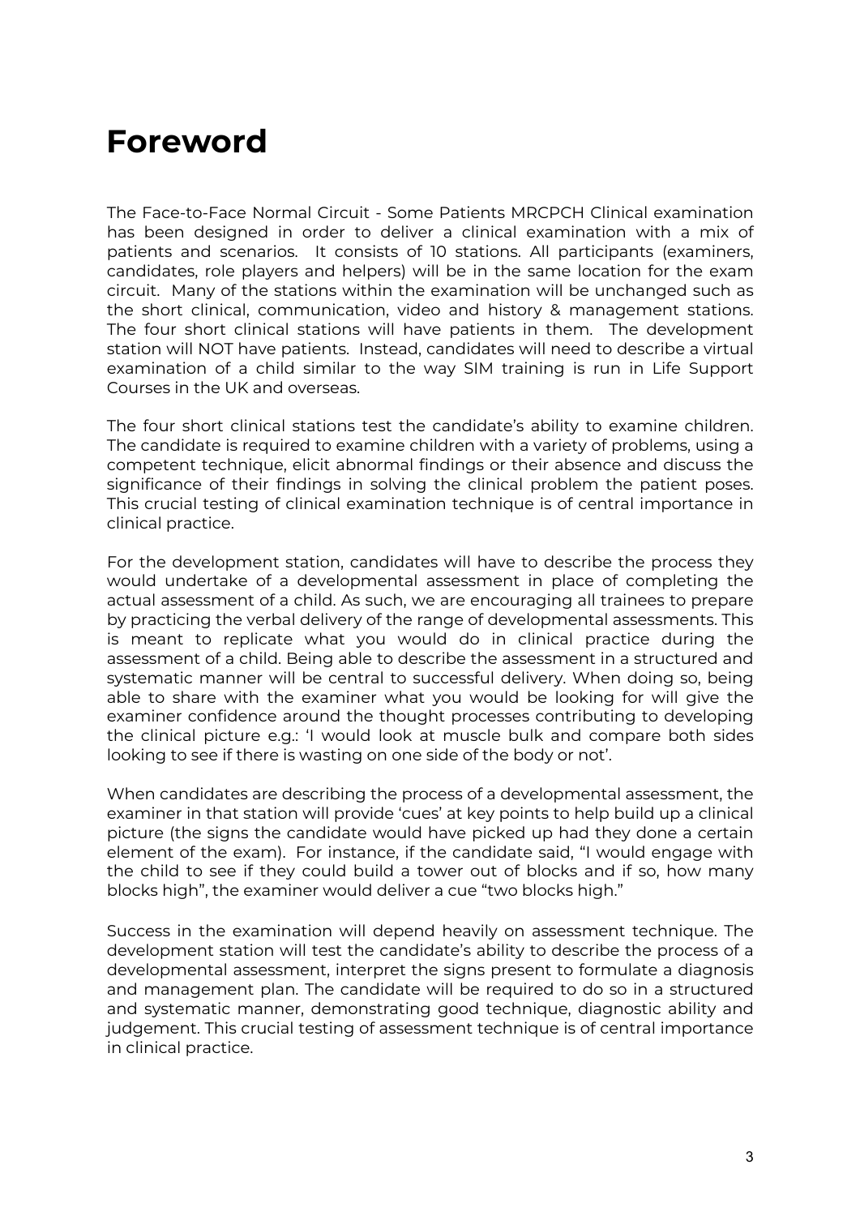# Foreword

The Face-to-Face Normal Circuit - Some Patients MRCPCH Clinical examination has been designed in order to deliver a clinical examination with a mix of patients and scenarios. It consists of 10 stations. All participants (examiners, candidates, role players and helpers) will be in the same location for the exam circuit. Many of the stations within the examination will be unchanged such as the short clinical, communication, video and history & management stations. The four short clinical stations will have patients in them. The development station will NOT have patients. Instead, candidates will need to describe a virtual examination of a child similar to the way SIM training is run in Life Support Courses in the UK and overseas.

The four short clinical stations test the candidate's ability to examine children. The candidate is required to examine children with a variety of problems, using a competent technique, elicit abnormal findings or their absence and discuss the significance of their findings in solving the clinical problem the patient poses. This crucial testing of clinical examination technique is of central importance in clinical practice.

For the development station, candidates will have to describe the process they would undertake of a developmental assessment in place of completing the actual assessment of a child. As such, we are encouraging all trainees to prepare by practicing the verbal delivery of the range of developmental assessments. This is meant to replicate what you would do in clinical practice during the assessment of a child. Being able to describe the assessment in a structured and systematic manner will be central to successful delivery. When doing so, being able to share with the examiner what you would be looking for will give the examiner confidence around the thought processes contributing to developing the clinical picture e.g.: 'I would look at muscle bulk and compare both sides looking to see if there is wasting on one side of the body or not'.

When candidates are describing the process of a developmental assessment, the examiner in that station will provide 'cues' at key points to help build up a clinical picture (the signs the candidate would have picked up had they done a certain element of the exam). For instance, if the candidate said, "I would engage with the child to see if they could build a tower out of blocks and if so, how many blocks high", the examiner would deliver a cue "two blocks high."

Success in the examination will depend heavily on assessment technique. The development station will test the candidate's ability to describe the process of a developmental assessment, interpret the signs present to formulate a diagnosis and management plan. The candidate will be required to do so in a structured and systematic manner, demonstrating good technique, diagnostic ability and judgement. This crucial testing of assessment technique is of central importance in clinical practice.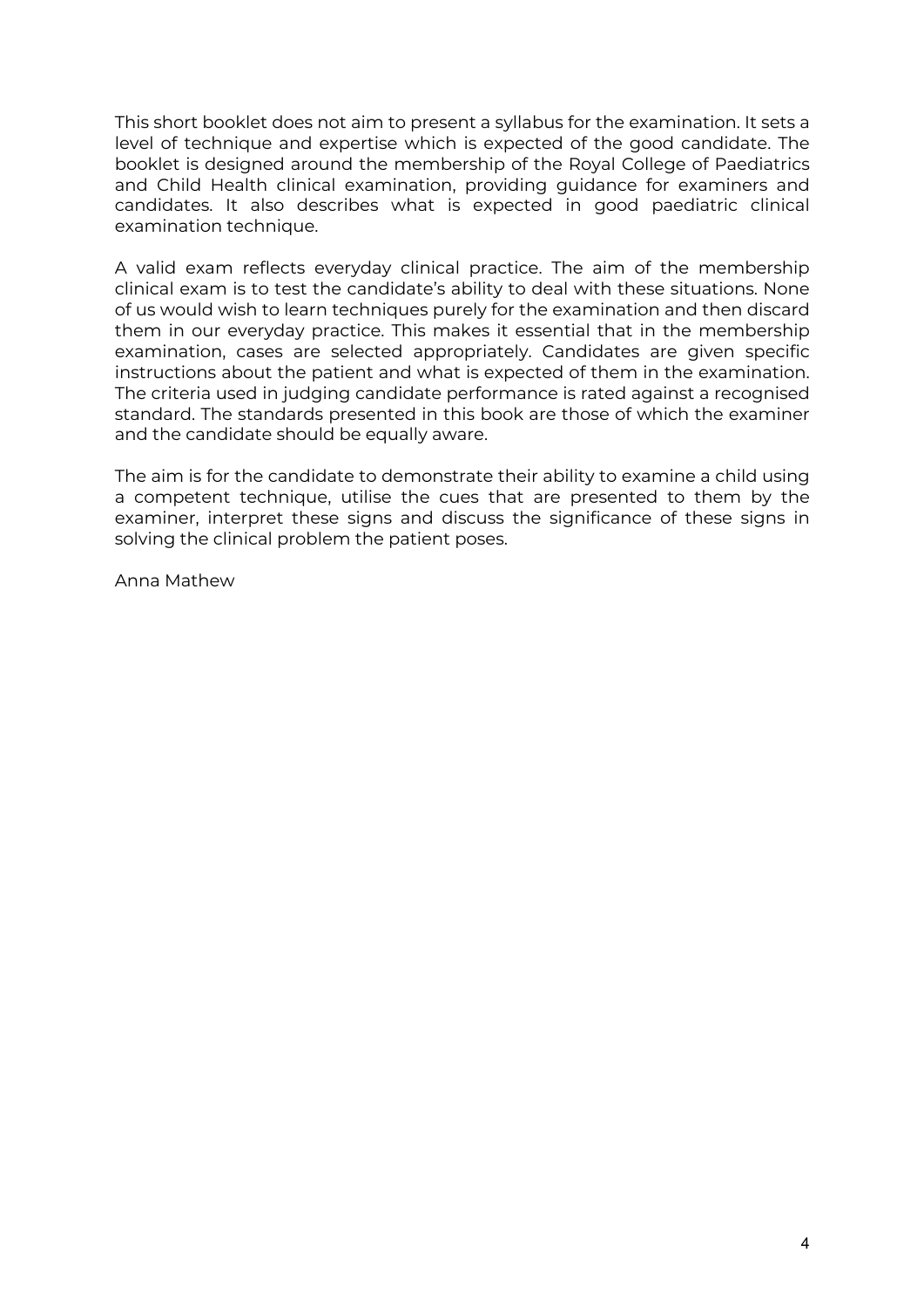This short booklet does not aim to present a syllabus for the examination. It sets a level of technique and expertise which is expected of the good candidate. The booklet is designed around the membership of the Royal College of Paediatrics and Child Health clinical examination, providing guidance for examiners and candidates. It also describes what is expected in good paediatric clinical examination technique.

A valid exam reflects everyday clinical practice. The aim of the membership clinical exam is to test the candidate's ability to deal with these situations. None of us would wish to learn techniques purely for the examination and then discard them in our everyday practice. This makes it essential that in the membership examination, cases are selected appropriately. Candidates are given specific instructions about the patient and what is expected of them in the examination. The criteria used in judging candidate performance is rated against a recognised standard. The standards presented in this book are those of which the examiner and the candidate should be equally aware.

The aim is for the candidate to demonstrate their ability to examine a child using a competent technique, utilise the cues that are presented to them by the examiner, interpret these signs and discuss the significance of these signs in solving the clinical problem the patient poses.

Anna Mathew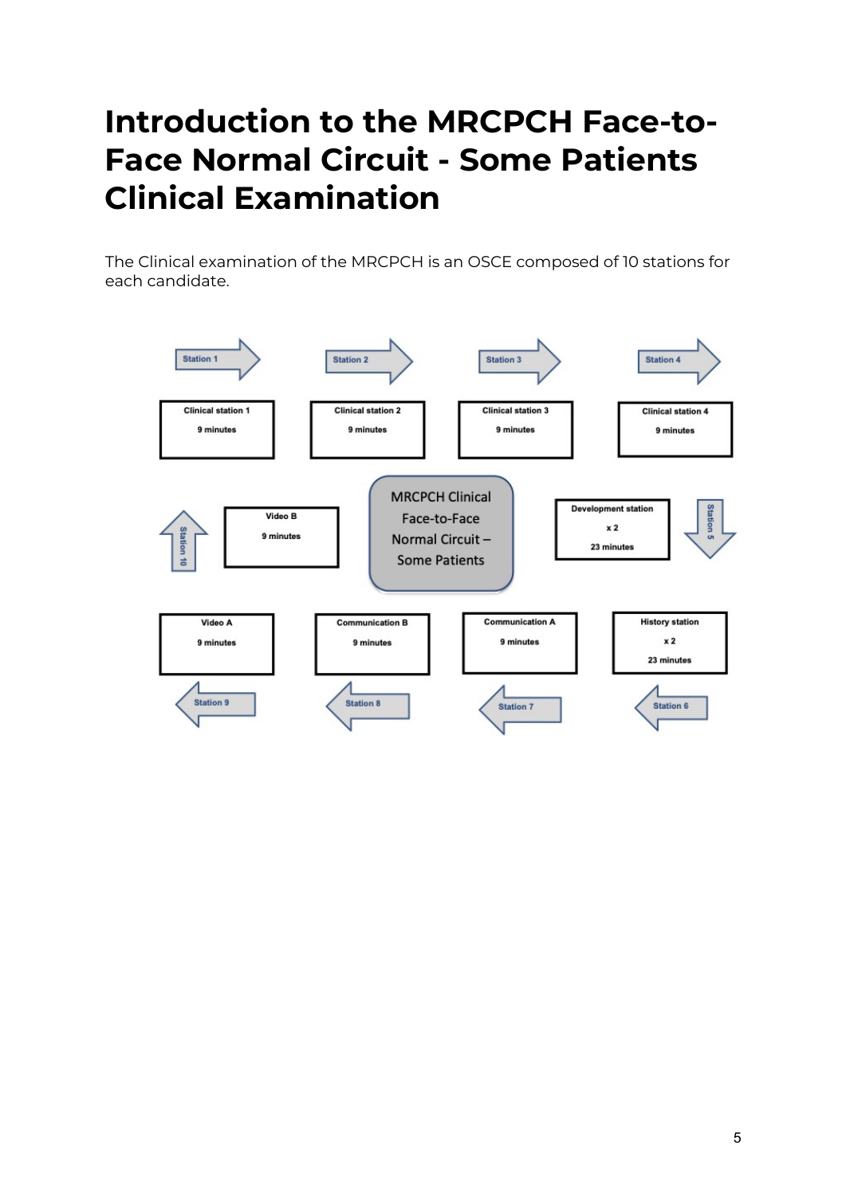# Introduction to the MRCPCH Face-to-Face Normal Circuit - Some Patients Clinical Examination

The Clinical examination of the MRCPCH is an OSCE composed of 10 stations for each candidate.

MRCPCH Clinical Face-to-Face Normal Circuit – Some Patients

| Station | Content | Time |
|---|---|---|
| Station 1 | Clinical station 1 | 9 minutes |
| Station 2 | Clinical station 2 | 9 minutes |
| Station 3 | Clinical station 3 | 9 minutes |
| Station 4 | Clinical station 4 | 9 minutes |
| Station 5 | Development station x 2 | 23 minutes |
| Station 6 | History station x 2 | 23 minutes |
| Station 7 | Communication A | 9 minutes |
| Station 8 | Communication B | 9 minutes |
| Station 9 | Video A | 9 minutes |
| Station 10 | Video B | 9 minutes |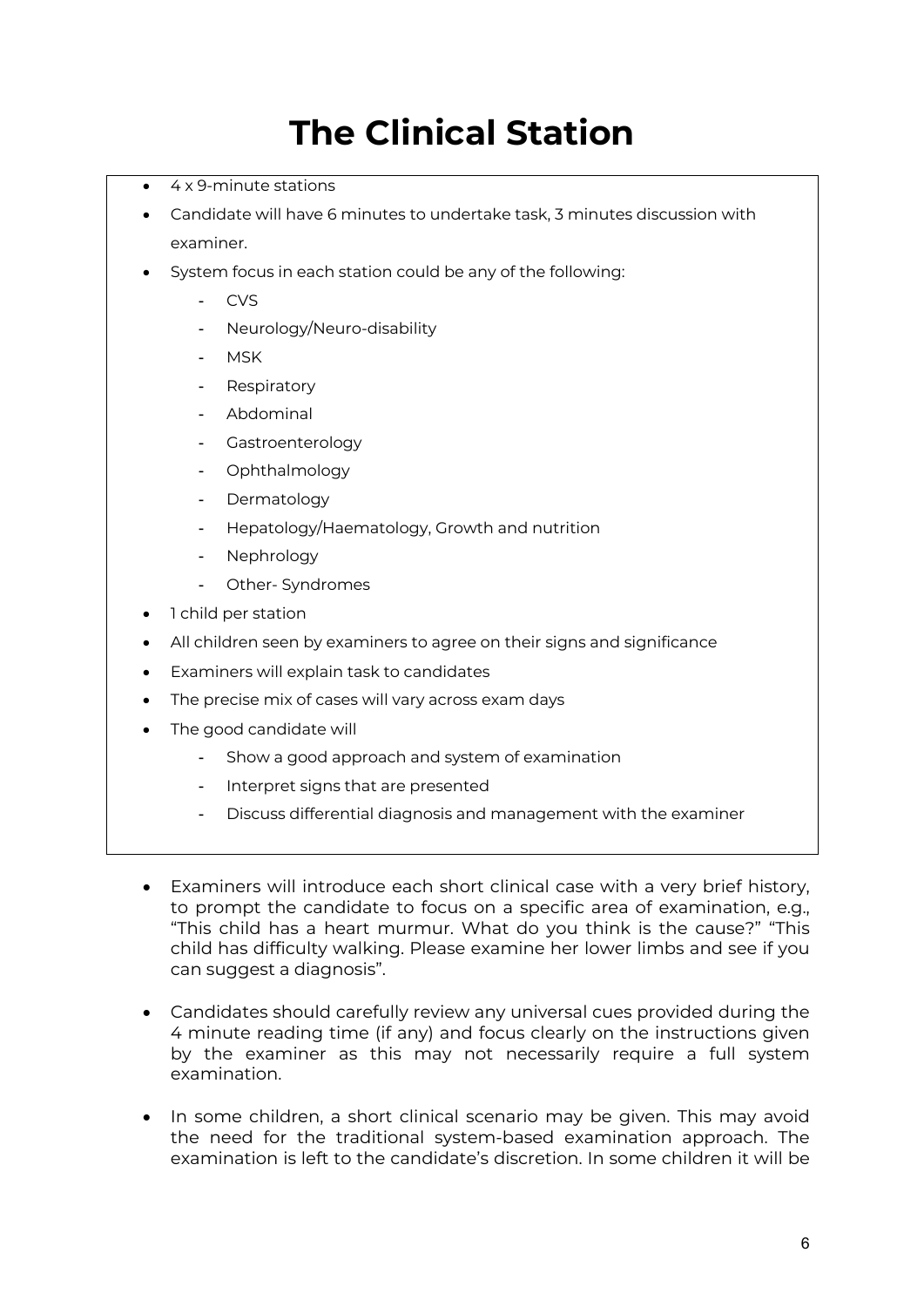# The Clinical Station

- 4 x 9-minute stations
- Candidate will have 6 minutes to undertake task, 3 minutes discussion with examiner.
- System focus in each station could be any of the following:
  - CVS
  - Neurology/Neuro-disability
  - MSK
  - Respiratory
  - Abdominal
  - Gastroenterology
  - Ophthalmology
  - Dermatology
  - Hepatology/Haematology, Growth and nutrition
  - Nephrology
  - Other- Syndromes
- 1 child per station
- All children seen by examiners to agree on their signs and significance
- Examiners will explain task to candidates
- The precise mix of cases will vary across exam days
- The good candidate will
  - Show a good approach and system of examination
  - Interpret signs that are presented
  - Discuss differential diagnosis and management with the examiner

- Examiners will introduce each short clinical case with a very brief history, to prompt the candidate to focus on a specific area of examination, e.g., "This child has a heart murmur. What do you think is the cause?" "This child has difficulty walking. Please examine her lower limbs and see if you can suggest a diagnosis".
- Candidates should carefully review any universal cues provided during the 4 minute reading time (if any) and focus clearly on the instructions given by the examiner as this may not necessarily require a full system examination.
- In some children, a short clinical scenario may be given. This may avoid the need for the traditional system-based examination approach. The examination is left to the candidate's discretion. In some children it will be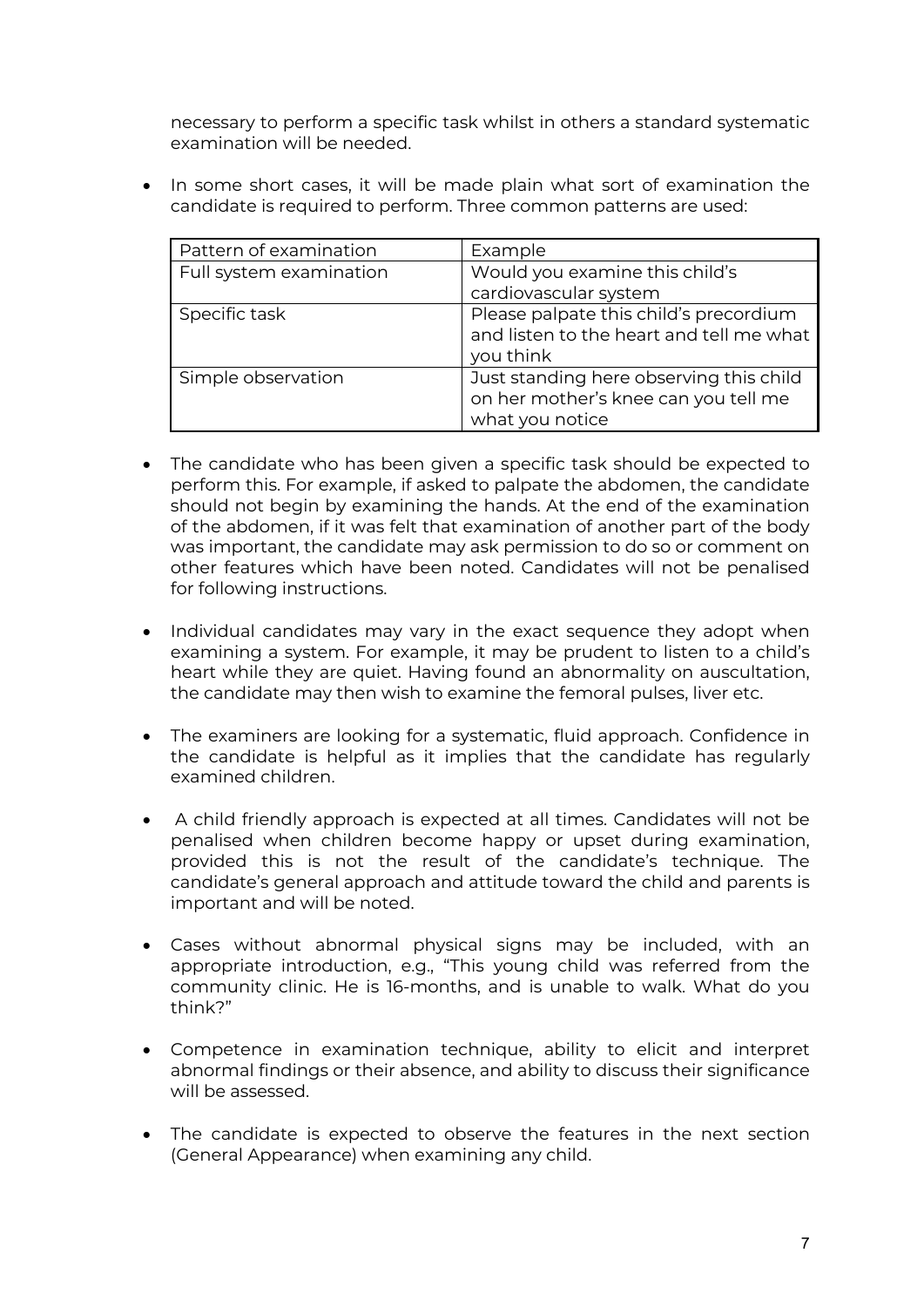necessary to perform a specific task whilst in others a standard systematic examination will be needed.

- In some short cases, it will be made plain what sort of examination the candidate is required to perform. Three common patterns are used:

| Pattern of examination | Example |
|---|---|
| Full system examination | Would you examine this child's cardiovascular system |
| Specific task | Please palpate this child's precordium and listen to the heart and tell me what you think |
| Simple observation | Just standing here observing this child on her mother's knee can you tell me what you notice |

- The candidate who has been given a specific task should be expected to perform this. For example, if asked to palpate the abdomen, the candidate should not begin by examining the hands. At the end of the examination of the abdomen, if it was felt that examination of another part of the body was important, the candidate may ask permission to do so or comment on other features which have been noted. Candidates will not be penalised for following instructions.

- Individual candidates may vary in the exact sequence they adopt when examining a system. For example, it may be prudent to listen to a child's heart while they are quiet. Having found an abnormality on auscultation, the candidate may then wish to examine the femoral pulses, liver etc.

- The examiners are looking for a systematic, fluid approach. Confidence in the candidate is helpful as it implies that the candidate has regularly examined children.

- A child friendly approach is expected at all times. Candidates will not be penalised when children become happy or upset during examination, provided this is not the result of the candidate's technique. The candidate's general approach and attitude toward the child and parents is important and will be noted.

- Cases without abnormal physical signs may be included, with an appropriate introduction, e.g., "This young child was referred from the community clinic. He is 16-months, and is unable to walk. What do you think?"

- Competence in examination technique, ability to elicit and interpret abnormal findings or their absence, and ability to discuss their significance will be assessed.

- The candidate is expected to observe the features in the next section (General Appearance) when examining any child.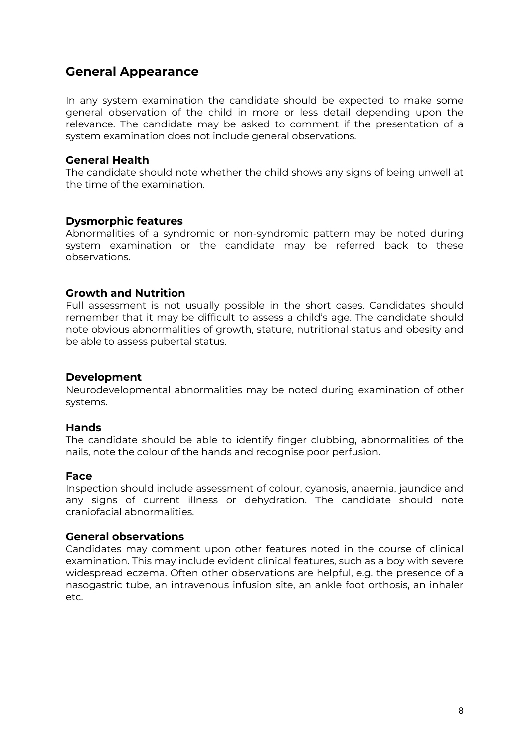## General Appearance

In any system examination the candidate should be expected to make some general observation of the child in more or less detail depending upon the relevance. The candidate may be asked to comment if the presentation of a system examination does not include general observations.

### General Health

The candidate should note whether the child shows any signs of being unwell at the time of the examination.

### Dysmorphic features

Abnormalities of a syndromic or non-syndromic pattern may be noted during system examination or the candidate may be referred back to these observations.

### Growth and Nutrition

Full assessment is not usually possible in the short cases. Candidates should remember that it may be difficult to assess a child's age. The candidate should note obvious abnormalities of growth, stature, nutritional status and obesity and be able to assess pubertal status.

### Development

Neurodevelopmental abnormalities may be noted during examination of other systems.

### Hands

The candidate should be able to identify finger clubbing, abnormalities of the nails, note the colour of the hands and recognise poor perfusion.

### Face

Inspection should include assessment of colour, cyanosis, anaemia, jaundice and any signs of current illness or dehydration. The candidate should note craniofacial abnormalities.

### General observations

Candidates may comment upon other features noted in the course of clinical examination. This may include evident clinical features, such as a boy with severe widespread eczema. Often other observations are helpful, e.g. the presence of a nasogastric tube, an intravenous infusion site, an ankle foot orthosis, an inhaler etc.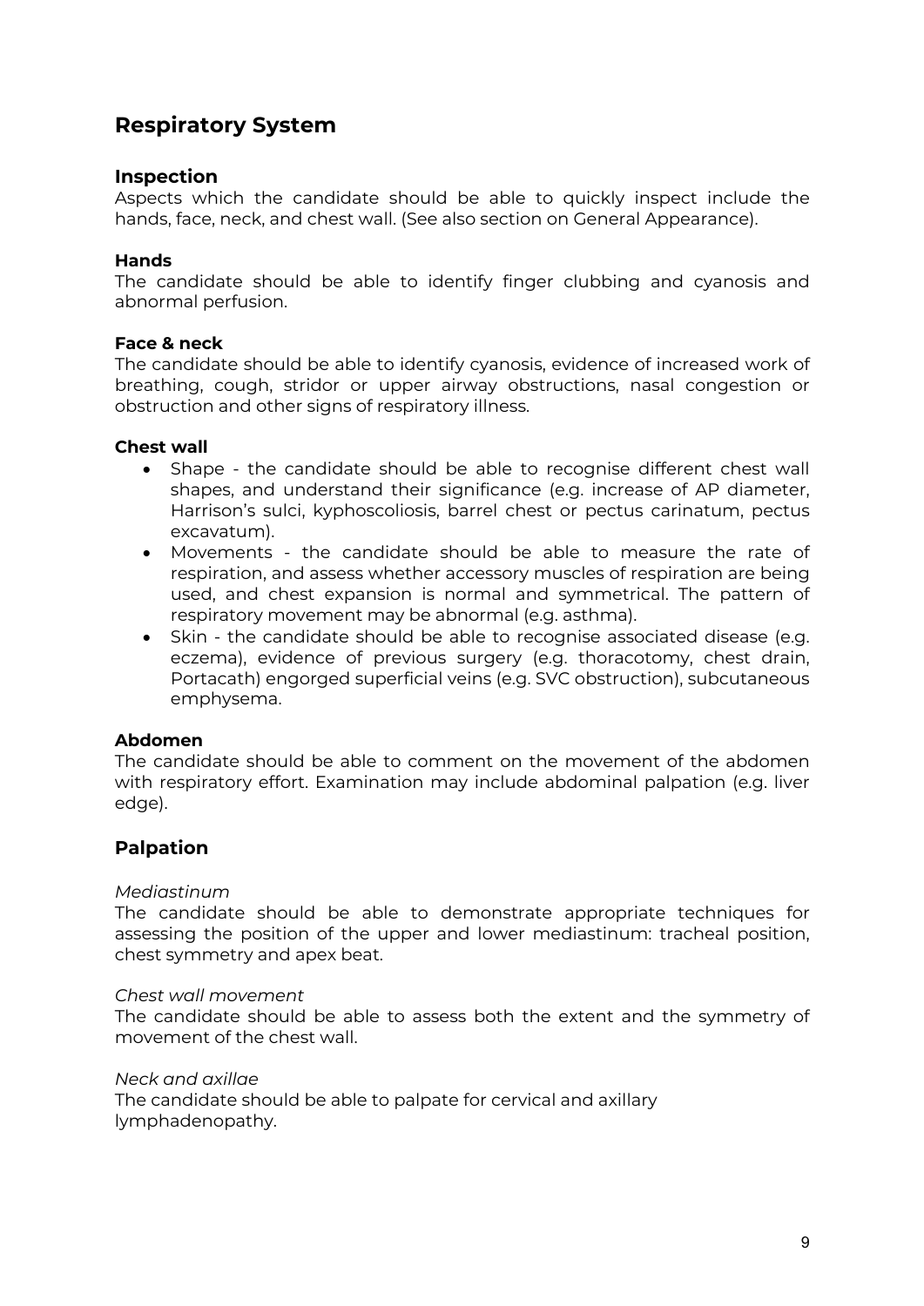## Respiratory System

### Inspection

Aspects which the candidate should be able to quickly inspect include the hands, face, neck, and chest wall. (See also section on General Appearance).

#### Hands

The candidate should be able to identify finger clubbing and cyanosis and abnormal perfusion.

#### Face & neck

The candidate should be able to identify cyanosis, evidence of increased work of breathing, cough, stridor or upper airway obstructions, nasal congestion or obstruction and other signs of respiratory illness.

#### Chest wall

- Shape - the candidate should be able to recognise different chest wall shapes, and understand their significance (e.g. increase of AP diameter, Harrison's sulci, kyphoscoliosis, barrel chest or pectus carinatum, pectus excavatum).
- Movements - the candidate should be able to measure the rate of respiration, and assess whether accessory muscles of respiration are being used, and chest expansion is normal and symmetrical. The pattern of respiratory movement may be abnormal (e.g. asthma).
- Skin - the candidate should be able to recognise associated disease (e.g. eczema), evidence of previous surgery (e.g. thoracotomy, chest drain, Portacath) engorged superficial veins (e.g. SVC obstruction), subcutaneous emphysema.

#### Abdomen

The candidate should be able to comment on the movement of the abdomen with respiratory effort. Examination may include abdominal palpation (e.g. liver edge).

### Palpation

*Mediastinum*

The candidate should be able to demonstrate appropriate techniques for assessing the position of the upper and lower mediastinum: tracheal position, chest symmetry and apex beat.

*Chest wall movement*

The candidate should be able to assess both the extent and the symmetry of movement of the chest wall.

*Neck and axillae*

The candidate should be able to palpate for cervical and axillary lymphadenopathy.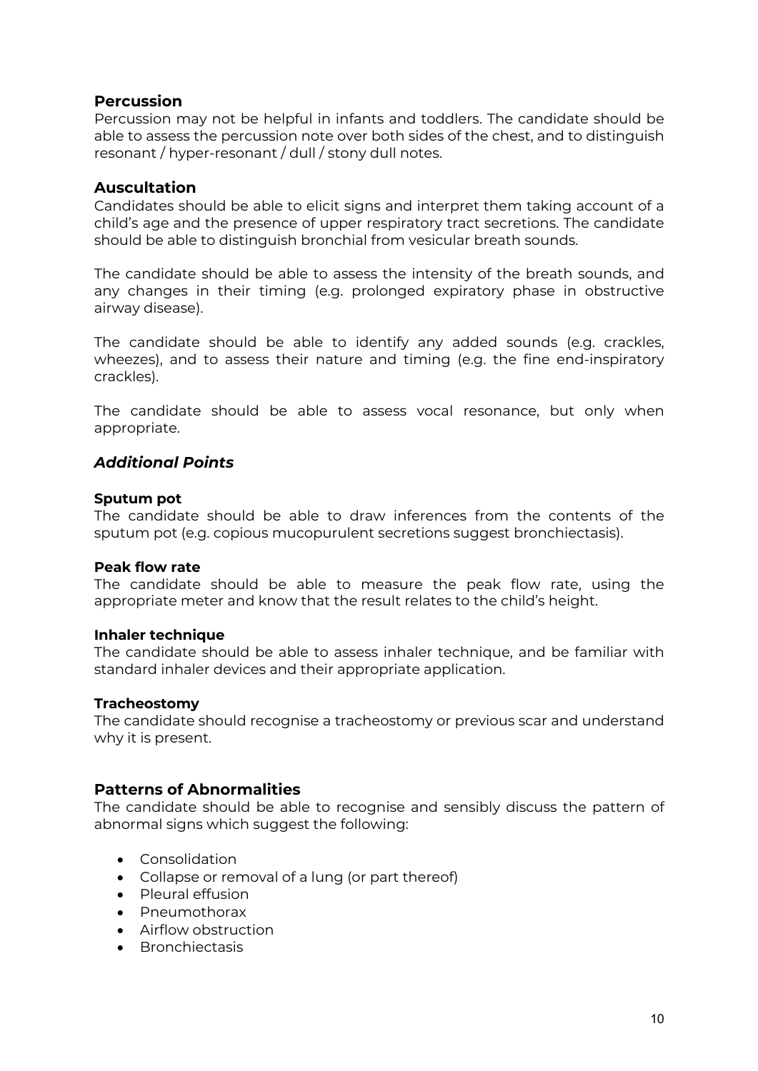### Percussion

Percussion may not be helpful in infants and toddlers. The candidate should be able to assess the percussion note over both sides of the chest, and to distinguish resonant / hyper-resonant / dull / stony dull notes.

### Auscultation

Candidates should be able to elicit signs and interpret them taking account of a child's age and the presence of upper respiratory tract secretions. The candidate should be able to distinguish bronchial from vesicular breath sounds.

The candidate should be able to assess the intensity of the breath sounds, and any changes in their timing (e.g. prolonged expiratory phase in obstructive airway disease).

The candidate should be able to identify any added sounds (e.g. crackles, wheezes), and to assess their nature and timing (e.g. the fine end-inspiratory crackles).

The candidate should be able to assess vocal resonance, but only when appropriate.

### *Additional Points*

**Sputum pot**

The candidate should be able to draw inferences from the contents of the sputum pot (e.g. copious mucopurulent secretions suggest bronchiectasis).

**Peak flow rate**

The candidate should be able to measure the peak flow rate, using the appropriate meter and know that the result relates to the child's height.

**Inhaler technique**

The candidate should be able to assess inhaler technique, and be familiar with standard inhaler devices and their appropriate application.

**Tracheostomy**

The candidate should recognise a tracheostomy or previous scar and understand why it is present.

### Patterns of Abnormalities

The candidate should be able to recognise and sensibly discuss the pattern of abnormal signs which suggest the following:

- Consolidation
- Collapse or removal of a lung (or part thereof)
- Pleural effusion
- Pneumothorax
- Airflow obstruction
- Bronchiectasis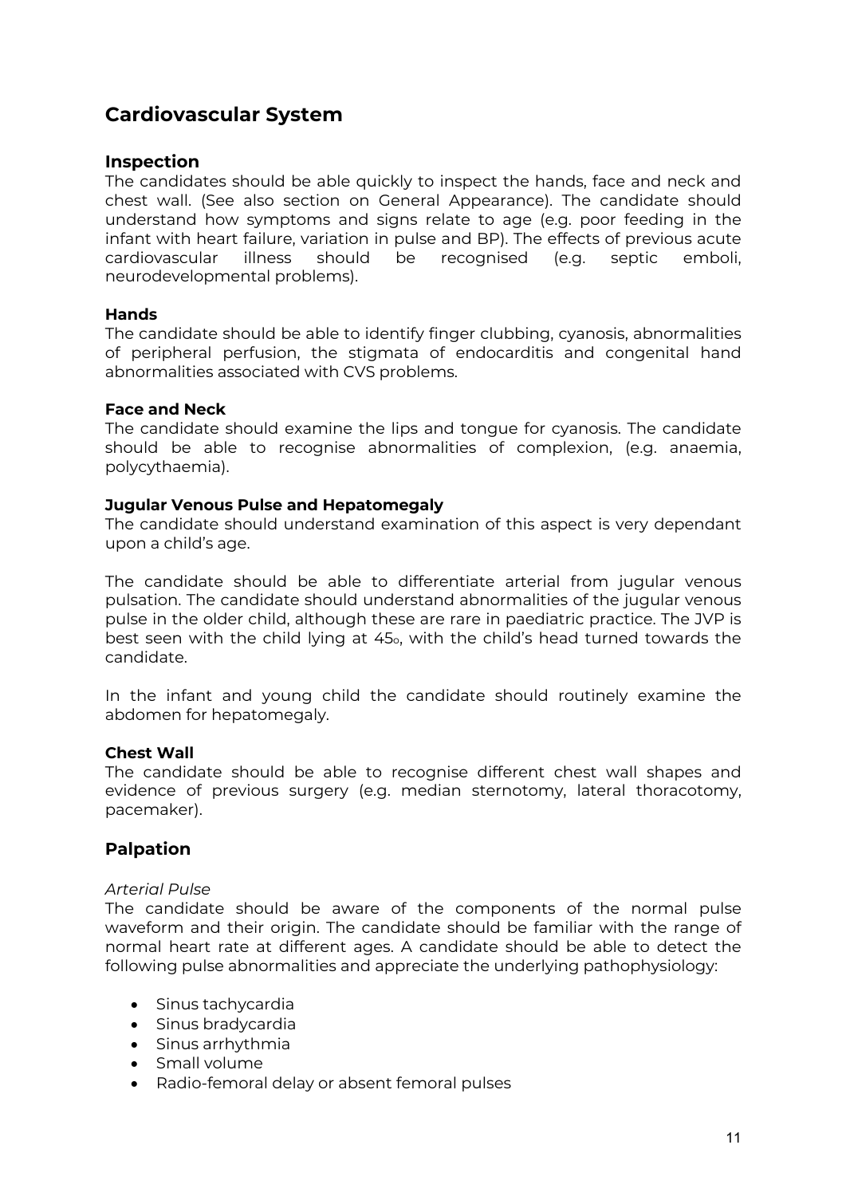## Cardiovascular System

### Inspection

The candidates should be able quickly to inspect the hands, face and neck and chest wall. (See also section on General Appearance). The candidate should understand how symptoms and signs relate to age (e.g. poor feeding in the infant with heart failure, variation in pulse and BP). The effects of previous acute cardiovascular illness should be recognised (e.g. septic emboli, neurodevelopmental problems).

#### Hands

The candidate should be able to identify finger clubbing, cyanosis, abnormalities of peripheral perfusion, the stigmata of endocarditis and congenital hand abnormalities associated with CVS problems.

#### Face and Neck

The candidate should examine the lips and tongue for cyanosis. The candidate should be able to recognise abnormalities of complexion, (e.g. anaemia, polycythaemia).

#### Jugular Venous Pulse and Hepatomegaly

The candidate should understand examination of this aspect is very dependant upon a child's age.

The candidate should be able to differentiate arterial from jugular venous pulsation. The candidate should understand abnormalities of the jugular venous pulse in the older child, although these are rare in paediatric practice. The JVP is best seen with the child lying at 45°, with the child's head turned towards the candidate.

In the infant and young child the candidate should routinely examine the abdomen for hepatomegaly.

#### Chest Wall

The candidate should be able to recognise different chest wall shapes and evidence of previous surgery (e.g. median sternotomy, lateral thoracotomy, pacemaker).

### Palpation

*Arterial Pulse*

The candidate should be aware of the components of the normal pulse waveform and their origin. The candidate should be familiar with the range of normal heart rate at different ages. A candidate should be able to detect the following pulse abnormalities and appreciate the underlying pathophysiology:

- Sinus tachycardia
- Sinus bradycardia
- Sinus arrhythmia
- Small volume
- Radio-femoral delay or absent femoral pulses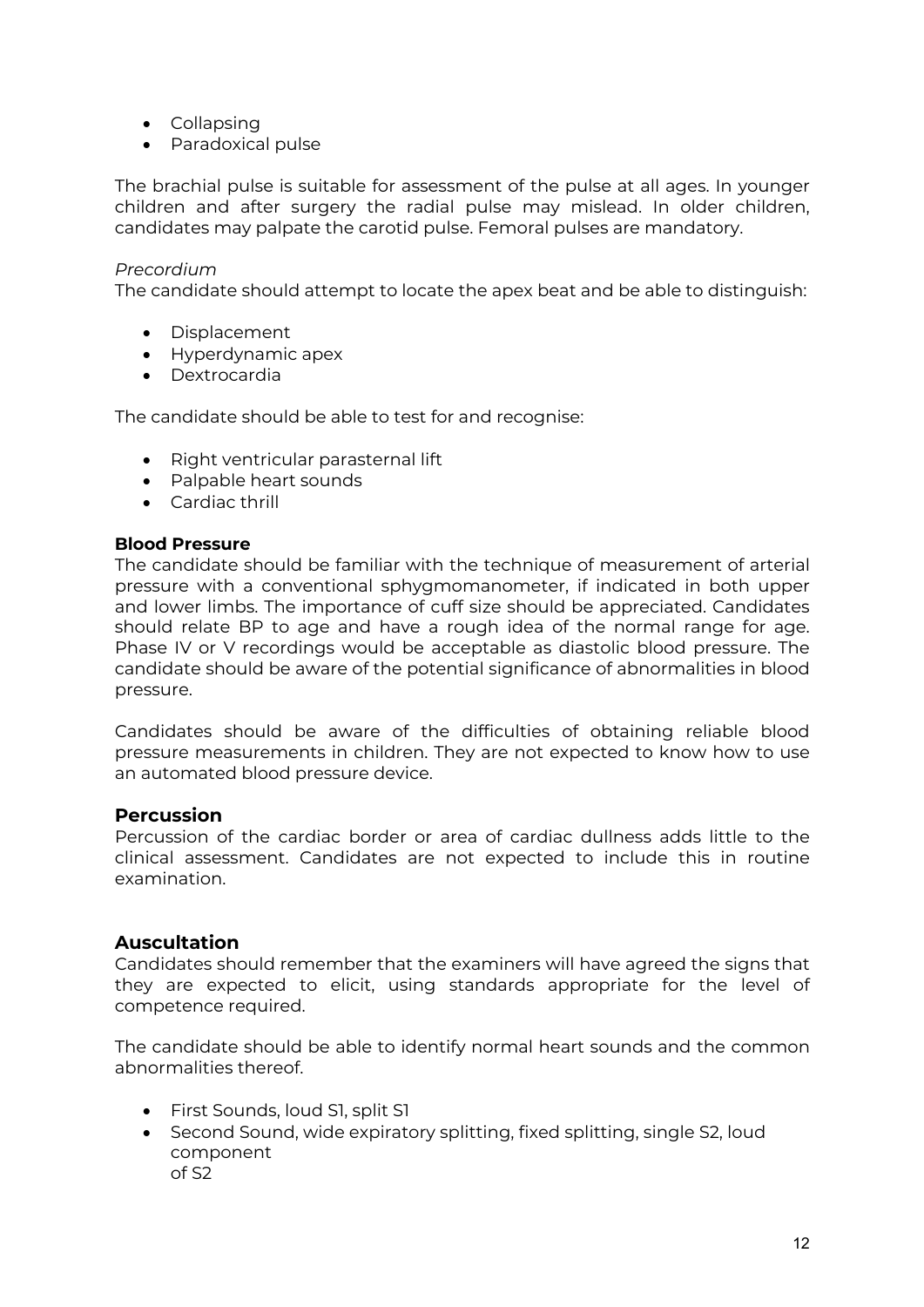- Collapsing
- Paradoxical pulse

The brachial pulse is suitable for assessment of the pulse at all ages. In younger children and after surgery the radial pulse may mislead. In older children, candidates may palpate the carotid pulse. Femoral pulses are mandatory.

*Precordium*
The candidate should attempt to locate the apex beat and be able to distinguish:

- Displacement
- Hyperdynamic apex
- Dextrocardia

The candidate should be able to test for and recognise:

- Right ventricular parasternal lift
- Palpable heart sounds
- Cardiac thrill

**Blood Pressure**
The candidate should be familiar with the technique of measurement of arterial pressure with a conventional sphygmomanometer, if indicated in both upper and lower limbs. The importance of cuff size should be appreciated. Candidates should relate BP to age and have a rough idea of the normal range for age. Phase IV or V recordings would be acceptable as diastolic blood pressure. The candidate should be aware of the potential significance of abnormalities in blood pressure.

Candidates should be aware of the difficulties of obtaining reliable blood pressure measurements in children. They are not expected to know how to use an automated blood pressure device.

## Percussion

Percussion of the cardiac border or area of cardiac dullness adds little to the clinical assessment. Candidates are not expected to include this in routine examination.

## Auscultation

Candidates should remember that the examiners will have agreed the signs that they are expected to elicit, using standards appropriate for the level of competence required.

The candidate should be able to identify normal heart sounds and the common abnormalities thereof.

- First Sounds, loud S1, split S1
- Second Sound, wide expiratory splitting, fixed splitting, single S2, loud component of S2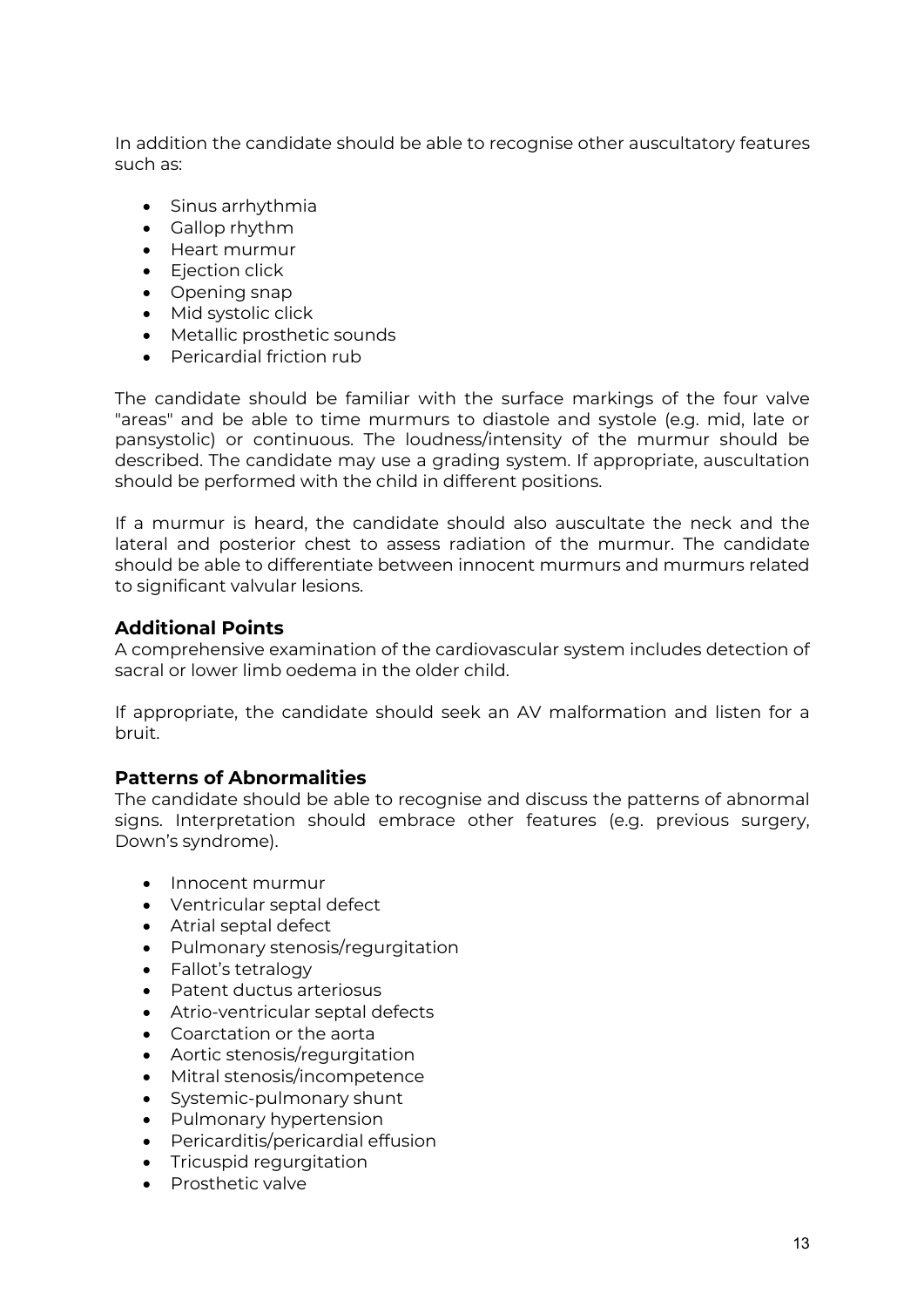In addition the candidate should be able to recognise other auscultatory features such as:

- Sinus arrhythmia
- Gallop rhythm
- Heart murmur
- Ejection click
- Opening snap
- Mid systolic click
- Metallic prosthetic sounds
- Pericardial friction rub

The candidate should be familiar with the surface markings of the four valve "areas" and be able to time murmurs to diastole and systole (e.g. mid, late or pansystolic) or continuous. The loudness/intensity of the murmur should be described. The candidate may use a grading system. If appropriate, auscultation should be performed with the child in different positions.

If a murmur is heard, the candidate should also auscultate the neck and the lateral and posterior chest to assess radiation of the murmur. The candidate should be able to differentiate between innocent murmurs and murmurs related to significant valvular lesions.

### Additional Points

A comprehensive examination of the cardiovascular system includes detection of sacral or lower limb oedema in the older child.

If appropriate, the candidate should seek an AV malformation and listen for a bruit.

### Patterns of Abnormalities

The candidate should be able to recognise and discuss the patterns of abnormal signs. Interpretation should embrace other features (e.g. previous surgery, Down's syndrome).

- Innocent murmur
- Ventricular septal defect
- Atrial septal defect
- Pulmonary stenosis/regurgitation
- Fallot's tetralogy
- Patent ductus arteriosus
- Atrio-ventricular septal defects
- Coarctation or the aorta
- Aortic stenosis/regurgitation
- Mitral stenosis/incompetence
- Systemic-pulmonary shunt
- Pulmonary hypertension
- Pericarditis/pericardial effusion
- Tricuspid regurgitation
- Prosthetic valve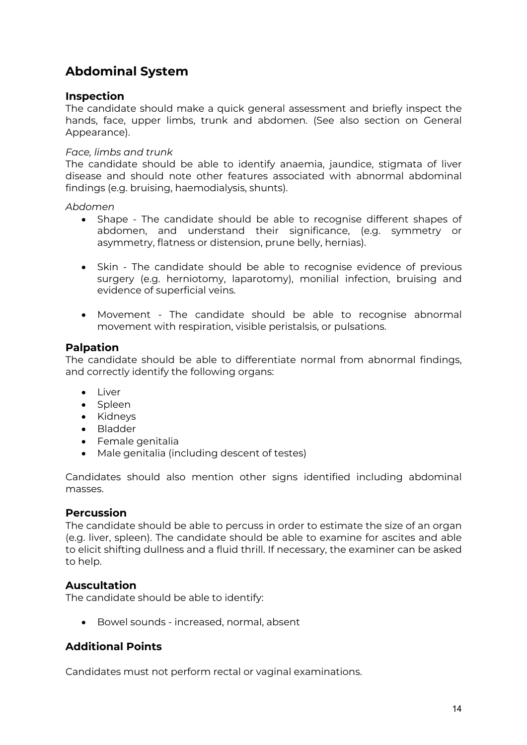## Abdominal System

### Inspection

The candidate should make a quick general assessment and briefly inspect the hands, face, upper limbs, trunk and abdomen. (See also section on General Appearance).

*Face, limbs and trunk*

The candidate should be able to identify anaemia, jaundice, stigmata of liver disease and should note other features associated with abnormal abdominal findings (e.g. bruising, haemodialysis, shunts).

*Abdomen*

- Shape - The candidate should be able to recognise different shapes of abdomen, and understand their significance, (e.g. symmetry or asymmetry, flatness or distension, prune belly, hernias).

- Skin - The candidate should be able to recognise evidence of previous surgery (e.g. herniotomy, laparotomy), monilial infection, bruising and evidence of superficial veins.

- Movement - The candidate should be able to recognise abnormal movement with respiration, visible peristalsis, or pulsations.

### Palpation

The candidate should be able to differentiate normal from abnormal findings, and correctly identify the following organs:

- Liver
- Spleen
- Kidneys
- Bladder
- Female genitalia
- Male genitalia (including descent of testes)

Candidates should also mention other signs identified including abdominal masses.

### Percussion

The candidate should be able to percuss in order to estimate the size of an organ (e.g. liver, spleen). The candidate should be able to examine for ascites and able to elicit shifting dullness and a fluid thrill. If necessary, the examiner can be asked to help.

### Auscultation

The candidate should be able to identify:

- Bowel sounds - increased, normal, absent

### Additional Points

Candidates must not perform rectal or vaginal examinations.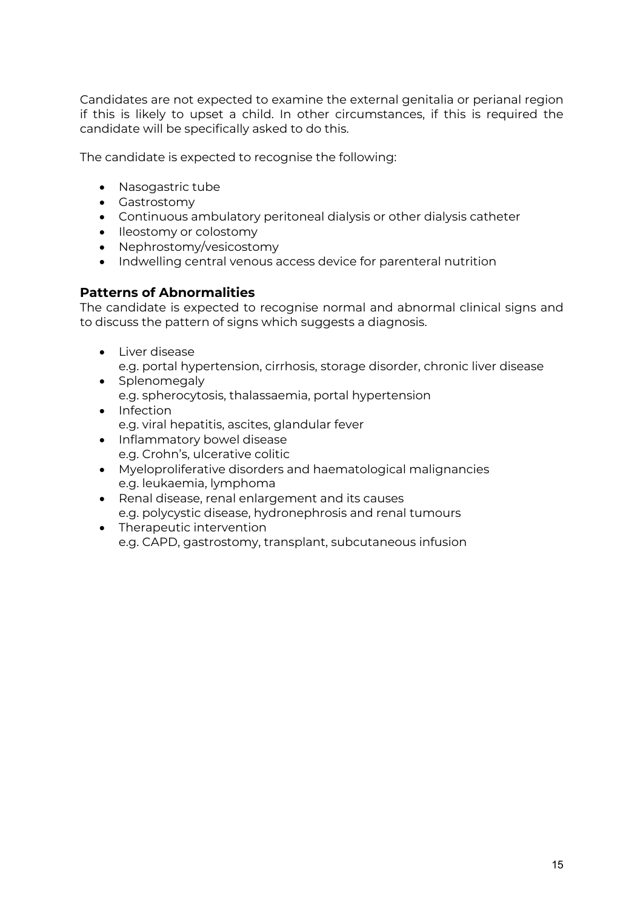Candidates are not expected to examine the external genitalia or perianal region if this is likely to upset a child. In other circumstances, if this is required the candidate will be specifically asked to do this.

The candidate is expected to recognise the following:

- Nasogastric tube
- Gastrostomy
- Continuous ambulatory peritoneal dialysis or other dialysis catheter
- Ileostomy or colostomy
- Nephrostomy/vesicostomy
- Indwelling central venous access device for parenteral nutrition

### Patterns of Abnormalities

The candidate is expected to recognise normal and abnormal clinical signs and to discuss the pattern of signs which suggests a diagnosis.

- Liver disease
  e.g. portal hypertension, cirrhosis, storage disorder, chronic liver disease
- Splenomegaly
  e.g. spherocytosis, thalassaemia, portal hypertension
- Infection
  e.g. viral hepatitis, ascites, glandular fever
- Inflammatory bowel disease
  e.g. Crohn's, ulcerative colitic
- Myeloproliferative disorders and haematological malignancies
  e.g. leukaemia, lymphoma
- Renal disease, renal enlargement and its causes
  e.g. polycystic disease, hydronephrosis and renal tumours
- Therapeutic intervention
  e.g. CAPD, gastrostomy, transplant, subcutaneous infusion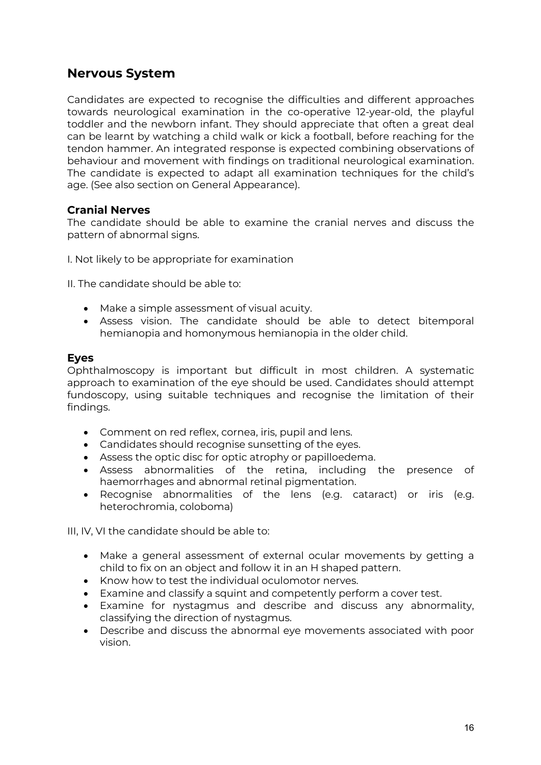## Nervous System

Candidates are expected to recognise the difficulties and different approaches towards neurological examination in the co-operative 12-year-old, the playful toddler and the newborn infant. They should appreciate that often a great deal can be learnt by watching a child walk or kick a football, before reaching for the tendon hammer. An integrated response is expected combining observations of behaviour and movement with findings on traditional neurological examination. The candidate is expected to adapt all examination techniques for the child's age. (See also section on General Appearance).

### Cranial Nerves

The candidate should be able to examine the cranial nerves and discuss the pattern of abnormal signs.

I. Not likely to be appropriate for examination

II. The candidate should be able to:

- Make a simple assessment of visual acuity.
- Assess vision. The candidate should be able to detect bitemporal hemianopia and homonymous hemianopia in the older child.

### Eyes

Ophthalmoscopy is important but difficult in most children. A systematic approach to examination of the eye should be used. Candidates should attempt fundoscopy, using suitable techniques and recognise the limitation of their findings.

- Comment on red reflex, cornea, iris, pupil and lens.
- Candidates should recognise sunsetting of the eyes.
- Assess the optic disc for optic atrophy or papilloedema.
- Assess abnormalities of the retina, including the presence of haemorrhages and abnormal retinal pigmentation.
- Recognise abnormalities of the lens (e.g. cataract) or iris (e.g. heterochromia, coloboma)

III, IV, VI the candidate should be able to:

- Make a general assessment of external ocular movements by getting a child to fix on an object and follow it in an H shaped pattern.
- Know how to test the individual oculomotor nerves.
- Examine and classify a squint and competently perform a cover test.
- Examine for nystagmus and describe and discuss any abnormality, classifying the direction of nystagmus.
- Describe and discuss the abnormal eye movements associated with poor vision.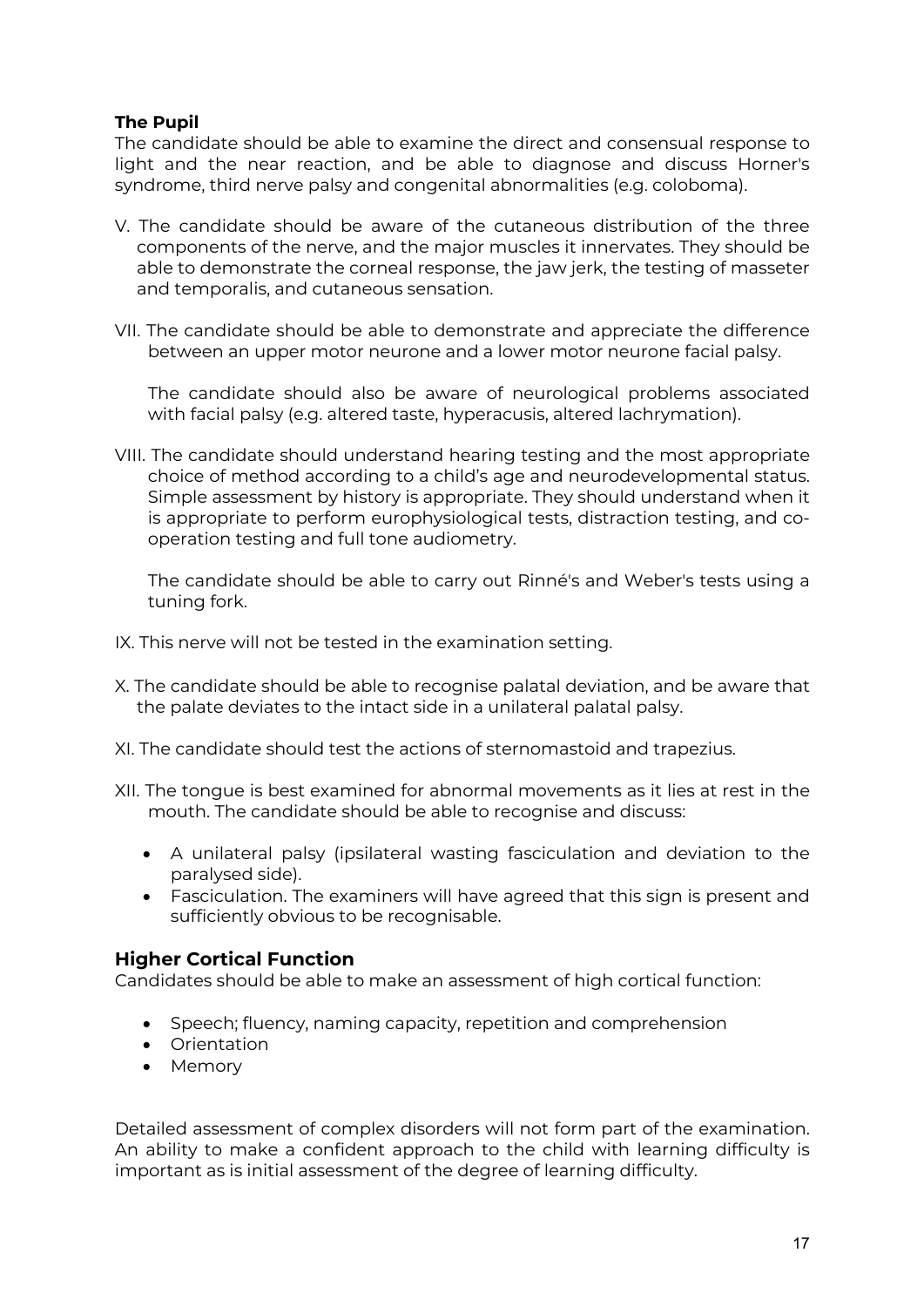**The Pupil**

The candidate should be able to examine the direct and consensual response to light and the near reaction, and be able to diagnose and discuss Horner's syndrome, third nerve palsy and congenital abnormalities (e.g. coloboma).

V. The candidate should be aware of the cutaneous distribution of the three components of the nerve, and the major muscles it innervates. They should be able to demonstrate the corneal response, the jaw jerk, the testing of masseter and temporalis, and cutaneous sensation.

VII. The candidate should be able to demonstrate and appreciate the difference between an upper motor neurone and a lower motor neurone facial palsy.

The candidate should also be aware of neurological problems associated with facial palsy (e.g. altered taste, hyperacusis, altered lachrymation).

VIII. The candidate should understand hearing testing and the most appropriate choice of method according to a child's age and neurodevelopmental status. Simple assessment by history is appropriate. They should understand when it is appropriate to perform europhysiological tests, distraction testing, and co-operation testing and full tone audiometry.

The candidate should be able to carry out Rinné's and Weber's tests using a tuning fork.

IX. This nerve will not be tested in the examination setting.

X. The candidate should be able to recognise palatal deviation, and be aware that the palate deviates to the intact side in a unilateral palatal palsy.

XI. The candidate should test the actions of sternomastoid and trapezius.

XII. The tongue is best examined for abnormal movements as it lies at rest in the mouth. The candidate should be able to recognise and discuss:

- A unilateral palsy (ipsilateral wasting fasciculation and deviation to the paralysed side).
- Fasciculation. The examiners will have agreed that this sign is present and sufficiently obvious to be recognisable.

## Higher Cortical Function

Candidates should be able to make an assessment of high cortical function:

- Speech; fluency, naming capacity, repetition and comprehension
- Orientation
- Memory

Detailed assessment of complex disorders will not form part of the examination. An ability to make a confident approach to the child with learning difficulty is important as is initial assessment of the degree of learning difficulty.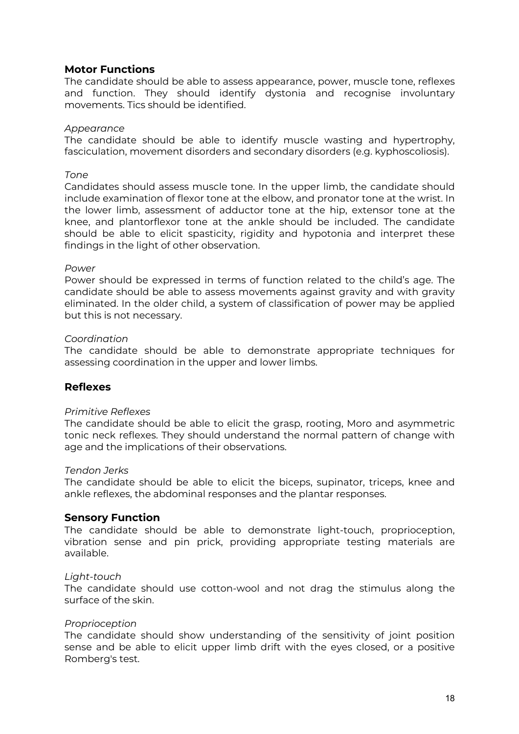## Motor Functions

The candidate should be able to assess appearance, power, muscle tone, reflexes and function. They should identify dystonia and recognise involuntary movements. Tics should be identified.

*Appearance*

The candidate should be able to identify muscle wasting and hypertrophy, fasciculation, movement disorders and secondary disorders (e.g. kyphoscoliosis).

*Tone*

Candidates should assess muscle tone. In the upper limb, the candidate should include examination of flexor tone at the elbow, and pronator tone at the wrist. In the lower limb, assessment of adductor tone at the hip, extensor tone at the knee, and plantorflexor tone at the ankle should be included. The candidate should be able to elicit spasticity, rigidity and hypotonia and interpret these findings in the light of other observation.

*Power*

Power should be expressed in terms of function related to the child's age. The candidate should be able to assess movements against gravity and with gravity eliminated. In the older child, a system of classification of power may be applied but this is not necessary.

*Coordination*

The candidate should be able to demonstrate appropriate techniques for assessing coordination in the upper and lower limbs.

## Reflexes

*Primitive Reflexes*

The candidate should be able to elicit the grasp, rooting, Moro and asymmetric tonic neck reflexes. They should understand the normal pattern of change with age and the implications of their observations.

*Tendon Jerks*

The candidate should be able to elicit the biceps, supinator, triceps, knee and ankle reflexes, the abdominal responses and the plantar responses.

## Sensory Function

The candidate should be able to demonstrate light-touch, proprioception, vibration sense and pin prick, providing appropriate testing materials are available.

*Light-touch*

The candidate should use cotton-wool and not drag the stimulus along the surface of the skin.

*Proprioception*

The candidate should show understanding of the sensitivity of joint position sense and be able to elicit upper limb drift with the eyes closed, or a positive Romberg's test.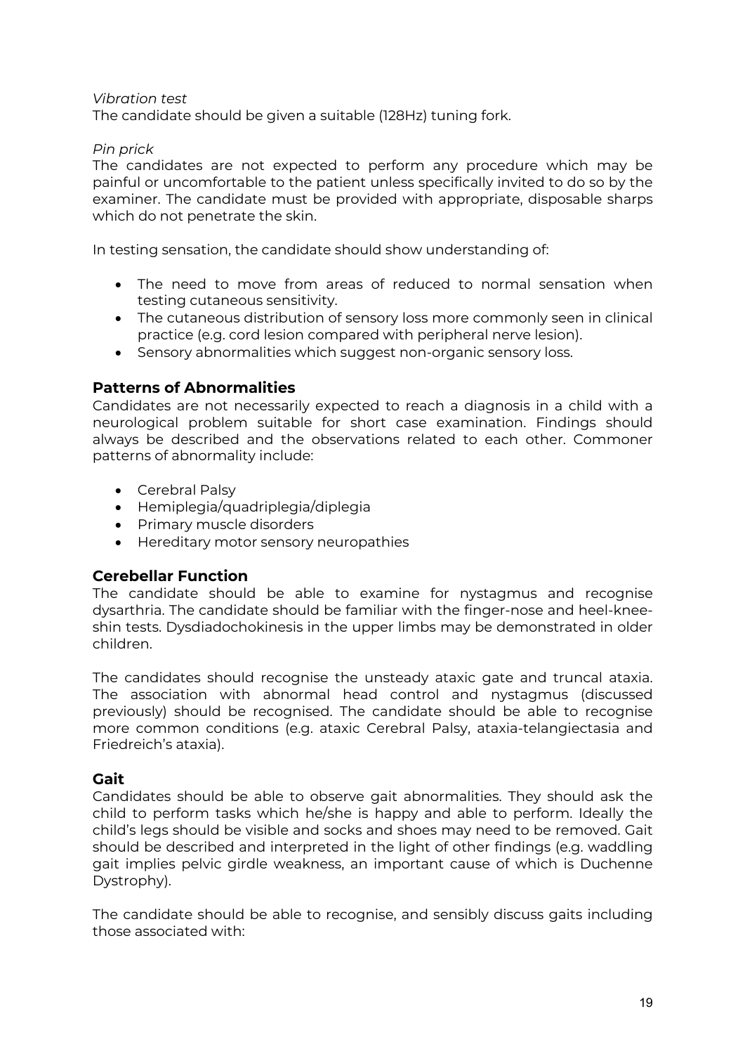*Vibration test*
The candidate should be given a suitable (128Hz) tuning fork.

*Pin prick*
The candidates are not expected to perform any procedure which may be painful or uncomfortable to the patient unless specifically invited to do so by the examiner. The candidate must be provided with appropriate, disposable sharps which do not penetrate the skin.

In testing sensation, the candidate should show understanding of:

- The need to move from areas of reduced to normal sensation when testing cutaneous sensitivity.
- The cutaneous distribution of sensory loss more commonly seen in clinical practice (e.g. cord lesion compared with peripheral nerve lesion).
- Sensory abnormalities which suggest non-organic sensory loss.

## Patterns of Abnormalities

Candidates are not necessarily expected to reach a diagnosis in a child with a neurological problem suitable for short case examination. Findings should always be described and the observations related to each other. Commoner patterns of abnormality include:

- Cerebral Palsy
- Hemiplegia/quadriplegia/diplegia
- Primary muscle disorders
- Hereditary motor sensory neuropathies

## Cerebellar Function

The candidate should be able to examine for nystagmus and recognise dysarthria. The candidate should be familiar with the finger-nose and heel-knee-shin tests. Dysdiadochokinesis in the upper limbs may be demonstrated in older children.

The candidates should recognise the unsteady ataxic gate and truncal ataxia. The association with abnormal head control and nystagmus (discussed previously) should be recognised. The candidate should be able to recognise more common conditions (e.g. ataxic Cerebral Palsy, ataxia-telangiectasia and Friedreich's ataxia).

## Gait

Candidates should be able to observe gait abnormalities. They should ask the child to perform tasks which he/she is happy and able to perform. Ideally the child's legs should be visible and socks and shoes may need to be removed. Gait should be described and interpreted in the light of other findings (e.g. waddling gait implies pelvic girdle weakness, an important cause of which is Duchenne Dystrophy).

The candidate should be able to recognise, and sensibly discuss gaits including those associated with: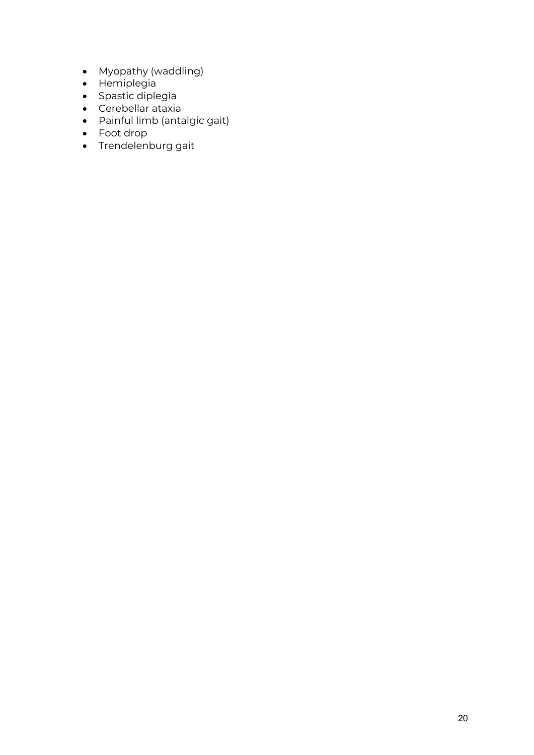- Myopathy (waddling)
- Hemiplegia
- Spastic diplegia
- Cerebellar ataxia
- Painful limb (antalgic gait)
- Foot drop
- Trendelenburg gait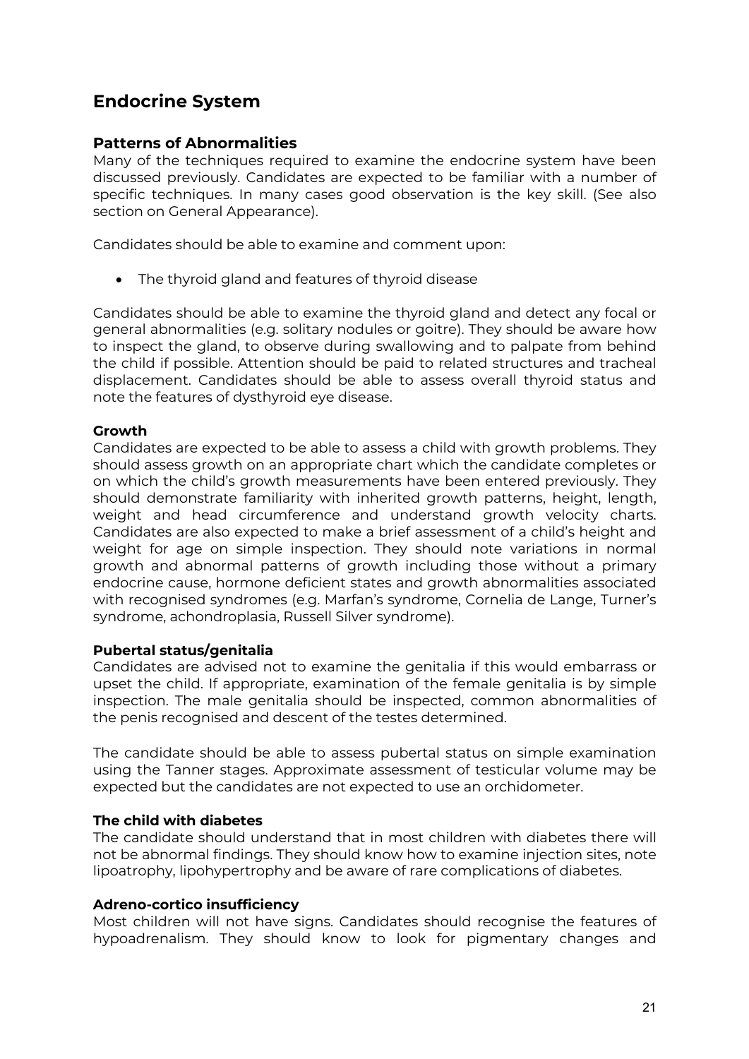## Endocrine System

### Patterns of Abnormalities

Many of the techniques required to examine the endocrine system have been discussed previously. Candidates are expected to be familiar with a number of specific techniques. In many cases good observation is the key skill. (See also section on General Appearance).

Candidates should be able to examine and comment upon:

- The thyroid gland and features of thyroid disease

Candidates should be able to examine the thyroid gland and detect any focal or general abnormalities (e.g. solitary nodules or goitre). They should be aware how to inspect the gland, to observe during swallowing and to palpate from behind the child if possible. Attention should be paid to related structures and tracheal displacement. Candidates should be able to assess overall thyroid status and note the features of dysthyroid eye disease.

#### Growth

Candidates are expected to be able to assess a child with growth problems. They should assess growth on an appropriate chart which the candidate completes or on which the child's growth measurements have been entered previously. They should demonstrate familiarity with inherited growth patterns, height, length, weight and head circumference and understand growth velocity charts. Candidates are also expected to make a brief assessment of a child's height and weight for age on simple inspection. They should note variations in normal growth and abnormal patterns of growth including those without a primary endocrine cause, hormone deficient states and growth abnormalities associated with recognised syndromes (e.g. Marfan's syndrome, Cornelia de Lange, Turner's syndrome, achondroplasia, Russell Silver syndrome).

#### Pubertal status/genitalia

Candidates are advised not to examine the genitalia if this would embarrass or upset the child. If appropriate, examination of the female genitalia is by simple inspection. The male genitalia should be inspected, common abnormalities of the penis recognised and descent of the testes determined.

The candidate should be able to assess pubertal status on simple examination using the Tanner stages. Approximate assessment of testicular volume may be expected but the candidates are not expected to use an orchidometer.

#### The child with diabetes

The candidate should understand that in most children with diabetes there will not be abnormal findings. They should know how to examine injection sites, note lipoatrophy, lipohypertrophy and be aware of rare complications of diabetes.

#### Adreno-cortico insufficiency

Most children will not have signs. Candidates should recognise the features of hypoadrenalism. They should know to look for pigmentary changes and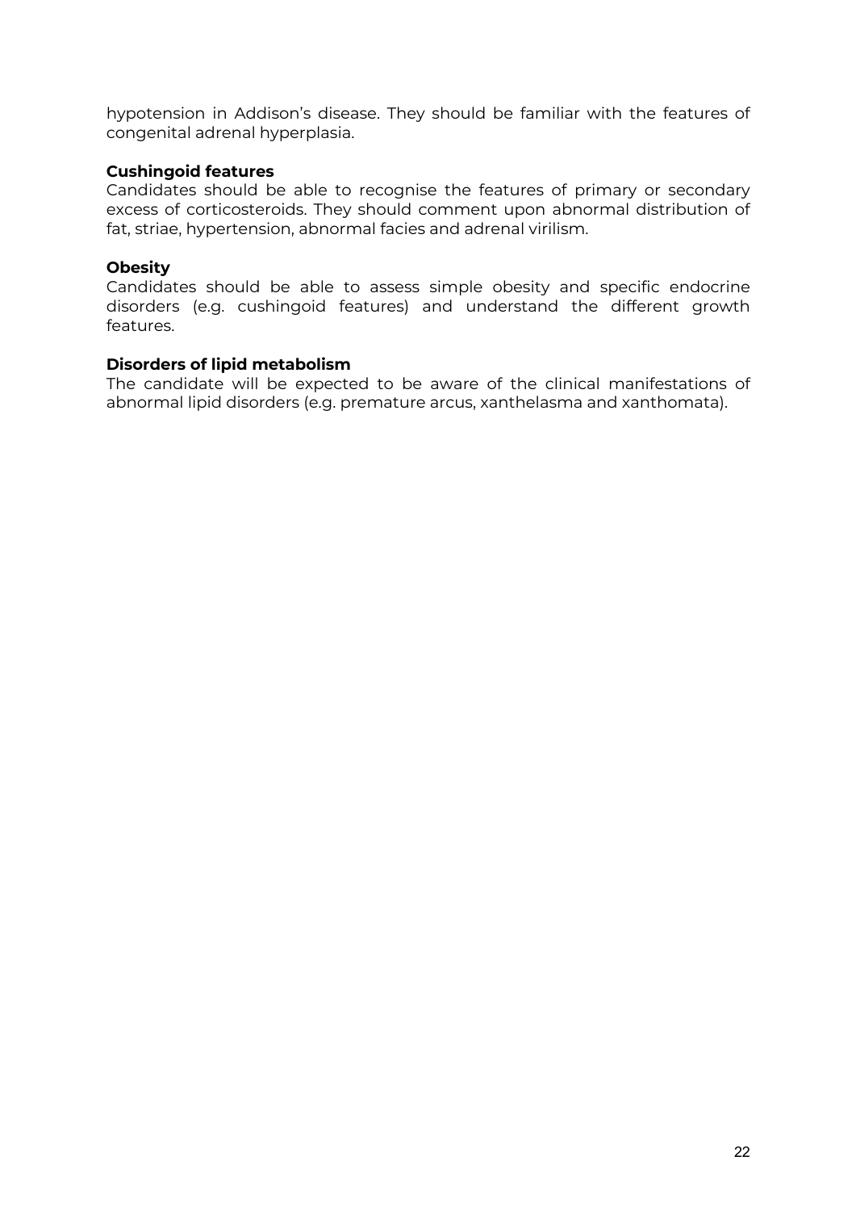hypotension in Addison's disease. They should be familiar with the features of congenital adrenal hyperplasia.

**Cushingoid features**

Candidates should be able to recognise the features of primary or secondary excess of corticosteroids. They should comment upon abnormal distribution of fat, striae, hypertension, abnormal facies and adrenal virilism.

**Obesity**

Candidates should be able to assess simple obesity and specific endocrine disorders (e.g. cushingoid features) and understand the different growth features.

**Disorders of lipid metabolism**

The candidate will be expected to be aware of the clinical manifestations of abnormal lipid disorders (e.g. premature arcus, xanthelasma and xanthomata).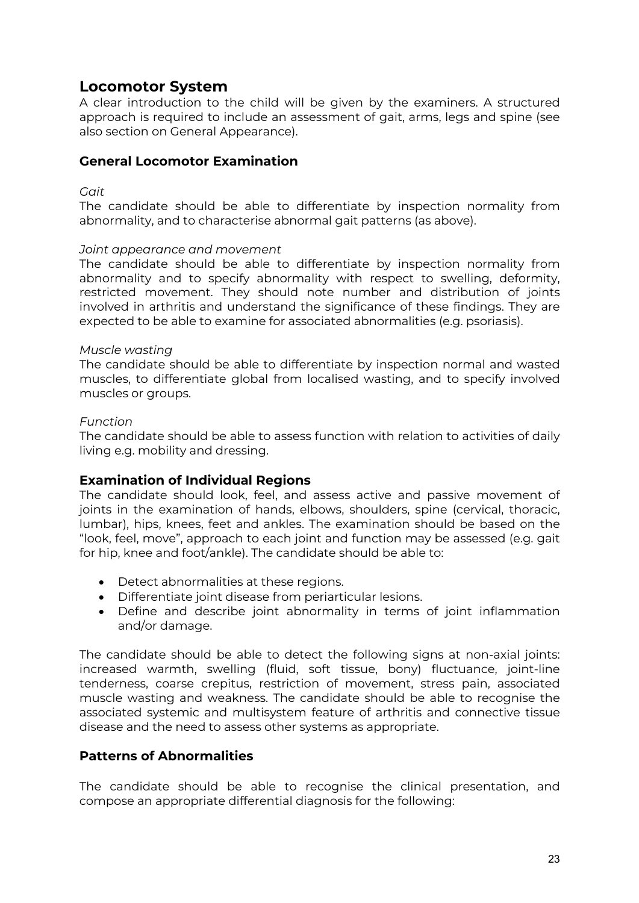## Locomotor System

A clear introduction to the child will be given by the examiners. A structured approach is required to include an assessment of gait, arms, legs and spine (see also section on General Appearance).

### General Locomotor Examination

*Gait*

The candidate should be able to differentiate by inspection normality from abnormality, and to characterise abnormal gait patterns (as above).

*Joint appearance and movement*

The candidate should be able to differentiate by inspection normality from abnormality and to specify abnormality with respect to swelling, deformity, restricted movement. They should note number and distribution of joints involved in arthritis and understand the significance of these findings. They are expected to be able to examine for associated abnormalities (e.g. psoriasis).

*Muscle wasting*

The candidate should be able to differentiate by inspection normal and wasted muscles, to differentiate global from localised wasting, and to specify involved muscles or groups.

*Function*

The candidate should be able to assess function with relation to activities of daily living e.g. mobility and dressing.

### Examination of Individual Regions

The candidate should look, feel, and assess active and passive movement of joints in the examination of hands, elbows, shoulders, spine (cervical, thoracic, lumbar), hips, knees, feet and ankles. The examination should be based on the "look, feel, move", approach to each joint and function may be assessed (e.g. gait for hip, knee and foot/ankle). The candidate should be able to:

- Detect abnormalities at these regions.
- Differentiate joint disease from periarticular lesions.
- Define and describe joint abnormality in terms of joint inflammation and/or damage.

The candidate should be able to detect the following signs at non-axial joints: increased warmth, swelling (fluid, soft tissue, bony) fluctuance, joint-line tenderness, coarse crepitus, restriction of movement, stress pain, associated muscle wasting and weakness. The candidate should be able to recognise the associated systemic and multisystem feature of arthritis and connective tissue disease and the need to assess other systems as appropriate.

### Patterns of Abnormalities

The candidate should be able to recognise the clinical presentation, and compose an appropriate differential diagnosis for the following: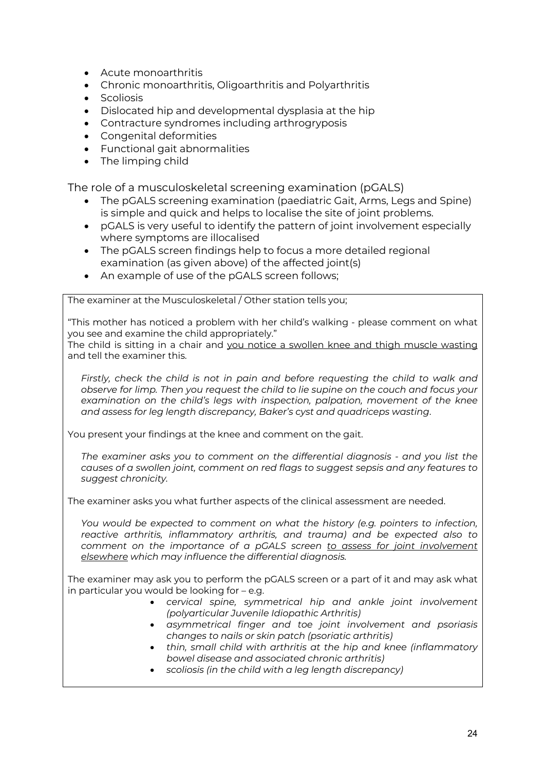- Acute monoarthritis
- Chronic monoarthritis, Oligoarthritis and Polyarthritis
- Scoliosis
- Dislocated hip and developmental dysplasia at the hip
- Contracture syndromes including arthrogryposis
- Congenital deformities
- Functional gait abnormalities
- The limping child

## The role of a musculoskeletal screening examination (pGALS)

- The pGALS screening examination (paediatric Gait, Arms, Legs and Spine) is simple and quick and helps to localise the site of joint problems.
- pGALS is very useful to identify the pattern of joint involvement especially where symptoms are illocalised
- The pGALS screen findings help to focus a more detailed regional examination (as given above) of the affected joint(s)
- An example of use of the pGALS screen follows;

> The examiner at the Musculoskeletal / Other station tells you;
>
> "This mother has noticed a problem with her child's walking - please comment on what you see and examine the child appropriately."
> The child is sitting in a chair and <u>you notice a swollen knee and thigh muscle wasting</u> and tell the examiner this.
>
> *Firstly, check the child is not in pain and before requesting the child to walk and observe for limp. Then you request the child to lie supine on the couch and focus your examination on the child's legs with inspection, palpation, movement of the knee and assess for leg length discrepancy, Baker's cyst and quadriceps wasting.*
>
> You present your findings at the knee and comment on the gait.
>
> *The examiner asks you to comment on the differential diagnosis - and you list the causes of a swollen joint, comment on red flags to suggest sepsis and any features to suggest chronicity.*
>
> The examiner asks you what further aspects of the clinical assessment are needed.
>
> *You would be expected to comment on what the history (e.g. pointers to infection, reactive arthritis, inflammatory arthritis, and trauma) and be expected also to comment on the importance of a pGALS screen <u>to assess for joint involvement elsewhere</u> which may influence the differential diagnosis.*
>
> The examiner may ask you to perform the pGALS screen or a part of it and may ask what in particular you would be looking for – e.g.
>
> - *cervical spine, symmetrical hip and ankle joint involvement (polyarticular Juvenile Idiopathic Arthritis)*
> - *asymmetrical finger and toe joint involvement and psoriasis changes to nails or skin patch (psoriatic arthritis)*
> - *thin, small child with arthritis at the hip and knee (inflammatory bowel disease and associated chronic arthritis)*
> - *scoliosis (in the child with a leg length discrepancy)*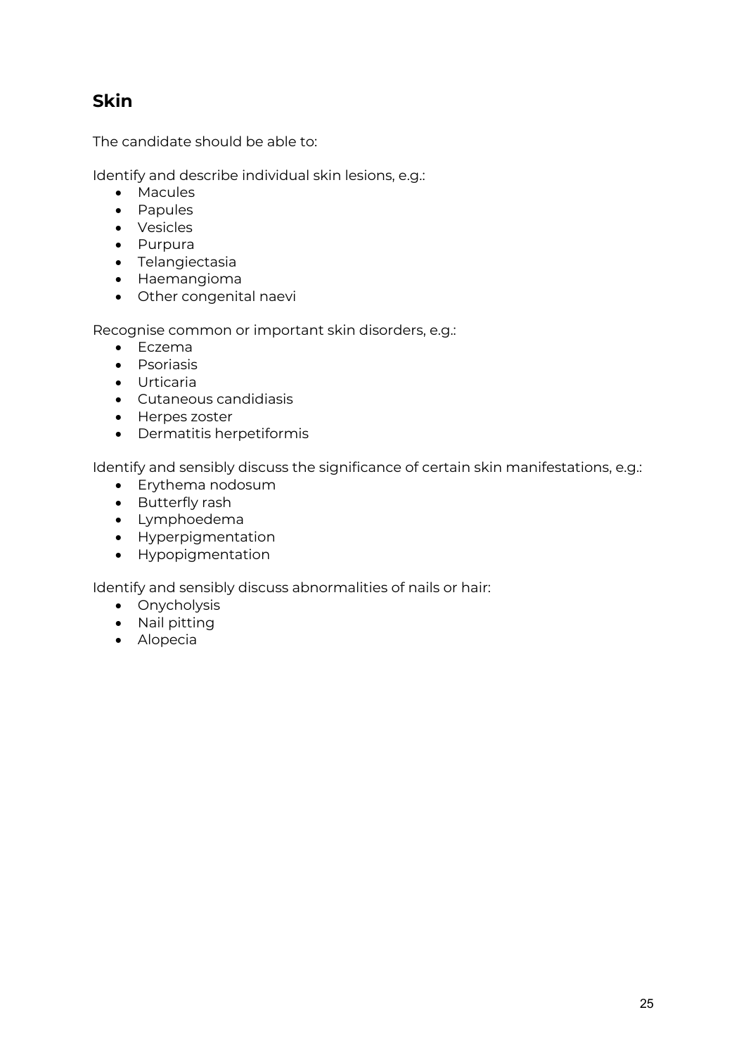## Skin

The candidate should be able to:

Identify and describe individual skin lesions, e.g.:

- Macules
- Papules
- Vesicles
- Purpura
- Telangiectasia
- Haemangioma
- Other congenital naevi

Recognise common or important skin disorders, e.g.:

- Eczema
- Psoriasis
- Urticaria
- Cutaneous candidiasis
- Herpes zoster
- Dermatitis herpetiformis

Identify and sensibly discuss the significance of certain skin manifestations, e.g.:

- Erythema nodosum
- Butterfly rash
- Lymphoedema
- Hyperpigmentation
- Hypopigmentation

Identify and sensibly discuss abnormalities of nails or hair:

- Onycholysis
- Nail pitting
- Alopecia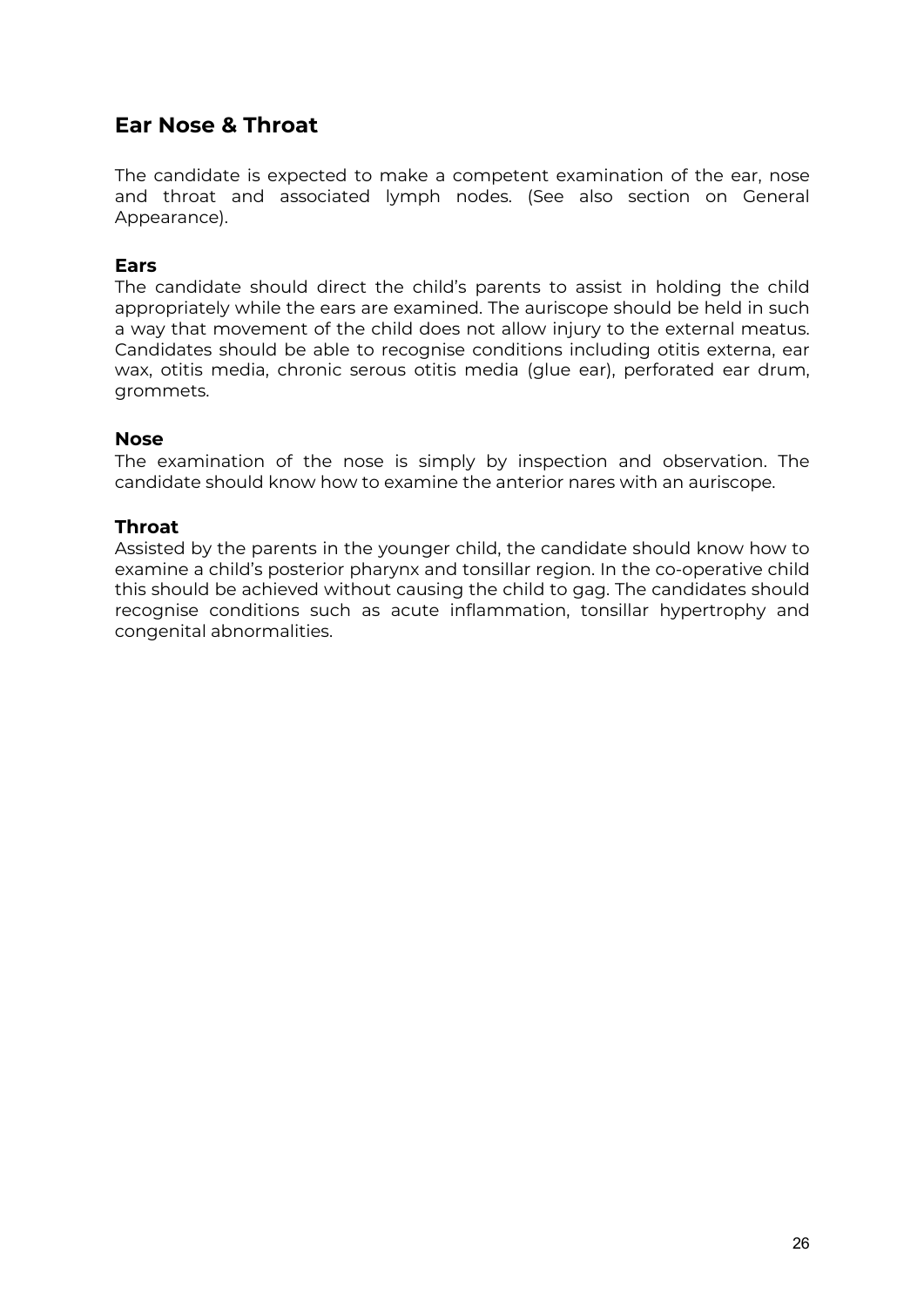## Ear Nose & Throat

The candidate is expected to make a competent examination of the ear, nose and throat and associated lymph nodes. (See also section on General Appearance).

### Ears

The candidate should direct the child's parents to assist in holding the child appropriately while the ears are examined. The auriscope should be held in such a way that movement of the child does not allow injury to the external meatus. Candidates should be able to recognise conditions including otitis externa, ear wax, otitis media, chronic serous otitis media (glue ear), perforated ear drum, grommets.

### Nose

The examination of the nose is simply by inspection and observation. The candidate should know how to examine the anterior nares with an auriscope.

### Throat

Assisted by the parents in the younger child, the candidate should know how to examine a child's posterior pharynx and tonsillar region. In the co-operative child this should be achieved without causing the child to gag. The candidates should recognise conditions such as acute inflammation, tonsillar hypertrophy and congenital abnormalities.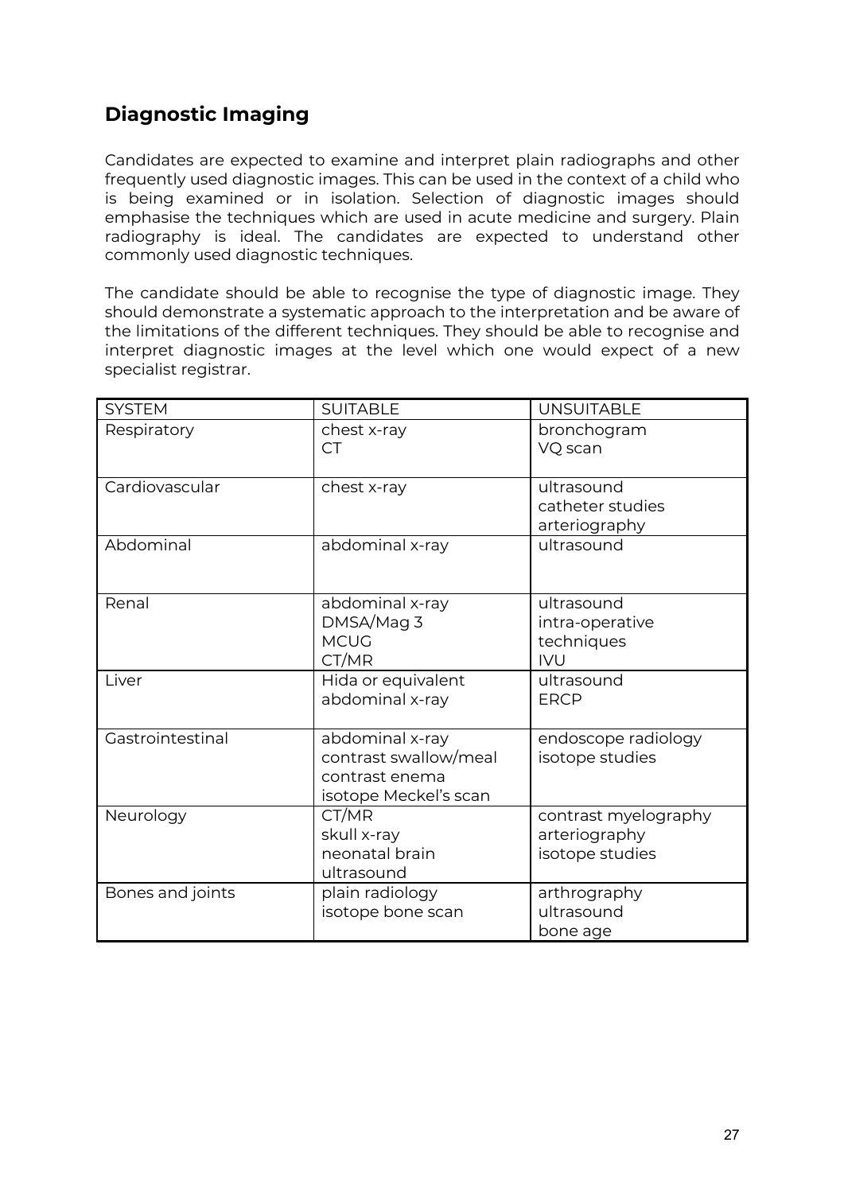## Diagnostic Imaging

Candidates are expected to examine and interpret plain radiographs and other frequently used diagnostic images. This can be used in the context of a child who is being examined or in isolation. Selection of diagnostic images should emphasise the techniques which are used in acute medicine and surgery. Plain radiography is ideal. The candidates are expected to understand other commonly used diagnostic techniques.

The candidate should be able to recognise the type of diagnostic image. They should demonstrate a systematic approach to the interpretation and be aware of the limitations of the different techniques. They should be able to recognise and interpret diagnostic images at the level which one would expect of a new specialist registrar.

| SYSTEM | SUITABLE | UNSUITABLE |
|---|---|---|
| Respiratory | chest x-ray<br>CT | bronchogram<br>VQ scan |
| Cardiovascular | chest x-ray | ultrasound<br>catheter studies<br>arteriography |
| Abdominal | abdominal x-ray | ultrasound |
| Renal | abdominal x-ray<br>DMSA/Mag 3<br>MCUG<br>CT/MR | ultrasound<br>intra-operative techniques<br>IVU |
| Liver | Hida or equivalent<br>abdominal x-ray | ultrasound<br>ERCP |
| Gastrointestinal | abdominal x-ray<br>contrast swallow/meal<br>contrast enema<br>isotope Meckel's scan | endoscope radiology<br>isotope studies |
| Neurology | CT/MR<br>skull x-ray<br>neonatal brain ultrasound | contrast myelography<br>arteriography<br>isotope studies |
| Bones and joints | plain radiology<br>isotope bone scan | arthrography<br>ultrasound<br>bone age |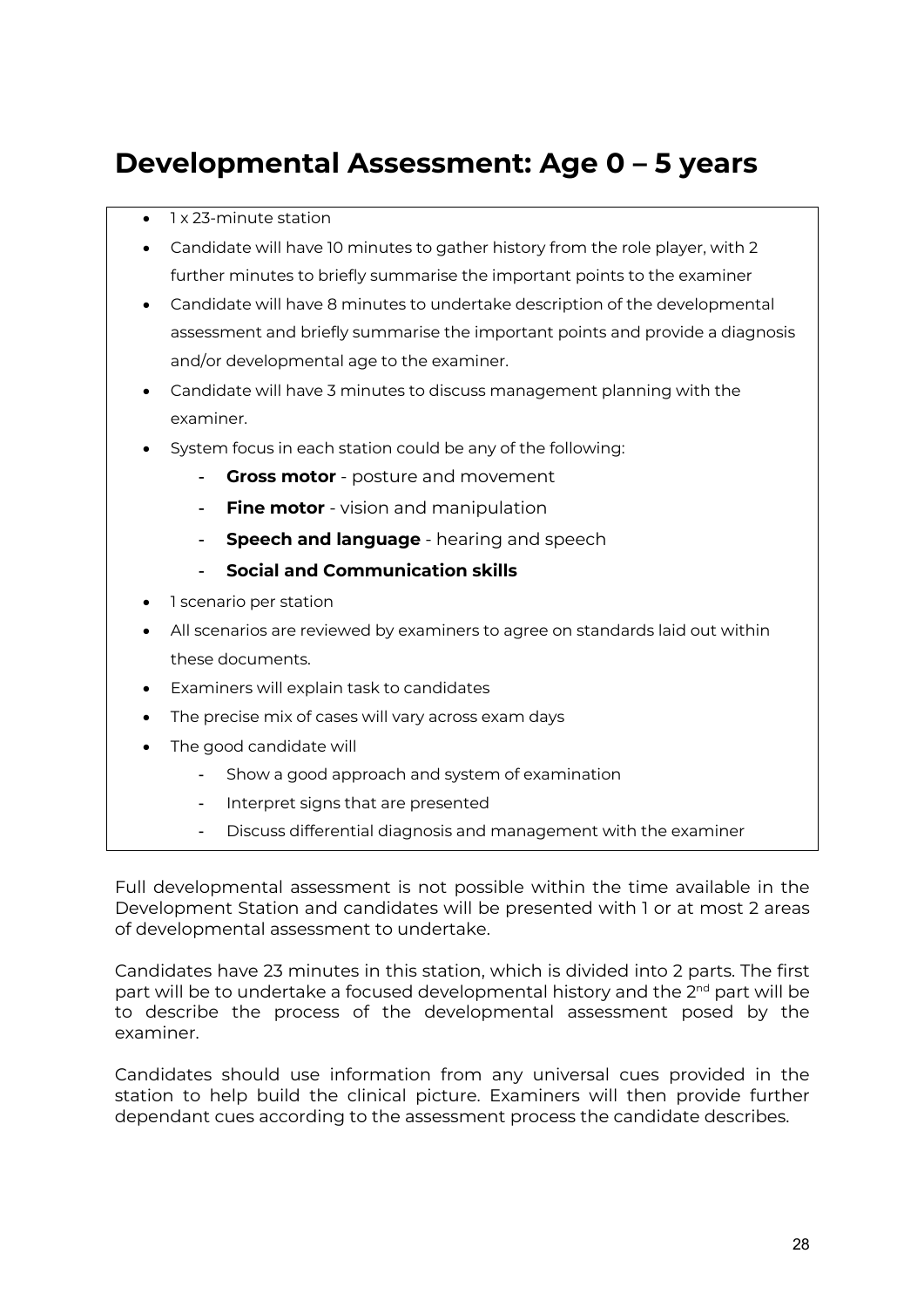# Developmental Assessment: Age 0 – 5 years

- 1 x 23-minute station
- Candidate will have 10 minutes to gather history from the role player, with 2 further minutes to briefly summarise the important points to the examiner
- Candidate will have 8 minutes to undertake description of the developmental assessment and briefly summarise the important points and provide a diagnosis and/or developmental age to the examiner.
- Candidate will have 3 minutes to discuss management planning with the examiner.
- System focus in each station could be any of the following:
  - **Gross motor** - posture and movement
  - **Fine motor** - vision and manipulation
  - **Speech and language** - hearing and speech
  - **Social and Communication skills**
- 1 scenario per station
- All scenarios are reviewed by examiners to agree on standards laid out within these documents.
- Examiners will explain task to candidates
- The precise mix of cases will vary across exam days
- The good candidate will
  - Show a good approach and system of examination
  - Interpret signs that are presented
  - Discuss differential diagnosis and management with the examiner

Full developmental assessment is not possible within the time available in the Development Station and candidates will be presented with 1 or at most 2 areas of developmental assessment to undertake.

Candidates have 23 minutes in this station, which is divided into 2 parts. The first part will be to undertake a focused developmental history and the 2nd part will be to describe the process of the developmental assessment posed by the examiner.

Candidates should use information from any universal cues provided in the station to help build the clinical picture. Examiners will then provide further dependant cues according to the assessment process the candidate describes.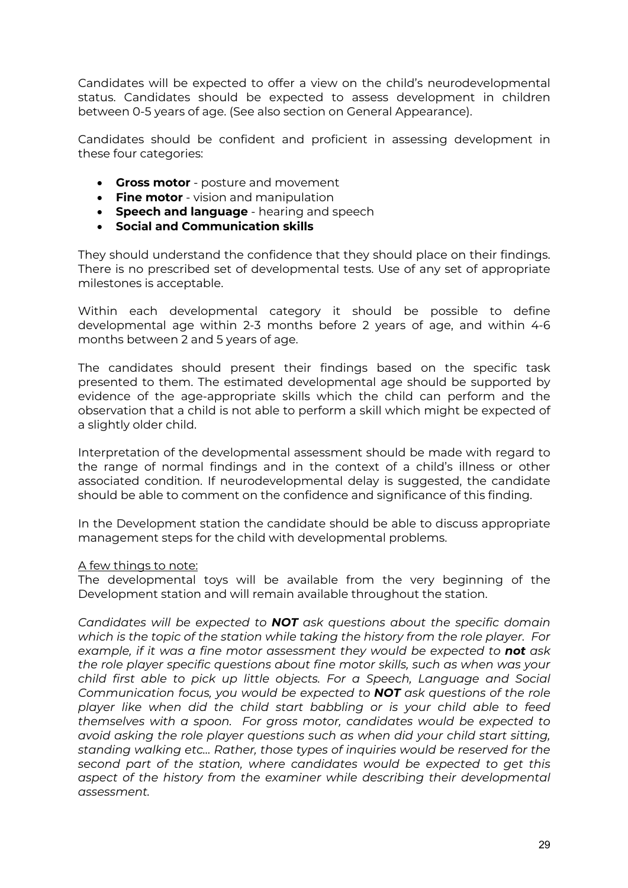Candidates will be expected to offer a view on the child's neurodevelopmental status. Candidates should be expected to assess development in children between 0-5 years of age. (See also section on General Appearance).

Candidates should be confident and proficient in assessing development in these four categories:

- **Gross motor** - posture and movement
- **Fine motor** - vision and manipulation
- **Speech and language** - hearing and speech
- **Social and Communication skills**

They should understand the confidence that they should place on their findings. There is no prescribed set of developmental tests. Use of any set of appropriate milestones is acceptable.

Within each developmental category it should be possible to define developmental age within 2-3 months before 2 years of age, and within 4-6 months between 2 and 5 years of age.

The candidates should present their findings based on the specific task presented to them. The estimated developmental age should be supported by evidence of the age-appropriate skills which the child can perform and the observation that a child is not able to perform a skill which might be expected of a slightly older child.

Interpretation of the developmental assessment should be made with regard to the range of normal findings and in the context of a child's illness or other associated condition. If neurodevelopmental delay is suggested, the candidate should be able to comment on the confidence and significance of this finding.

In the Development station the candidate should be able to discuss appropriate management steps for the child with developmental problems.

<u>A few things to note:</u>

The developmental toys will be available from the very beginning of the Development station and will remain available throughout the station.

*Candidates will be expected to **NOT** ask questions about the specific domain which is the topic of the station while taking the history from the role player. For example, if it was a fine motor assessment they would be expected to **not** ask the role player specific questions about fine motor skills, such as when was your child first able to pick up little objects. For a Speech, Language and Social Communication focus, you would be expected to **NOT** ask questions of the role player like when did the child start babbling or is your child able to feed themselves with a spoon. For gross motor, candidates would be expected to avoid asking the role player questions such as when did your child start sitting, standing walking etc... Rather, those types of inquiries would be reserved for the second part of the station, where candidates would be expected to get this aspect of the history from the examiner while describing their developmental assessment.*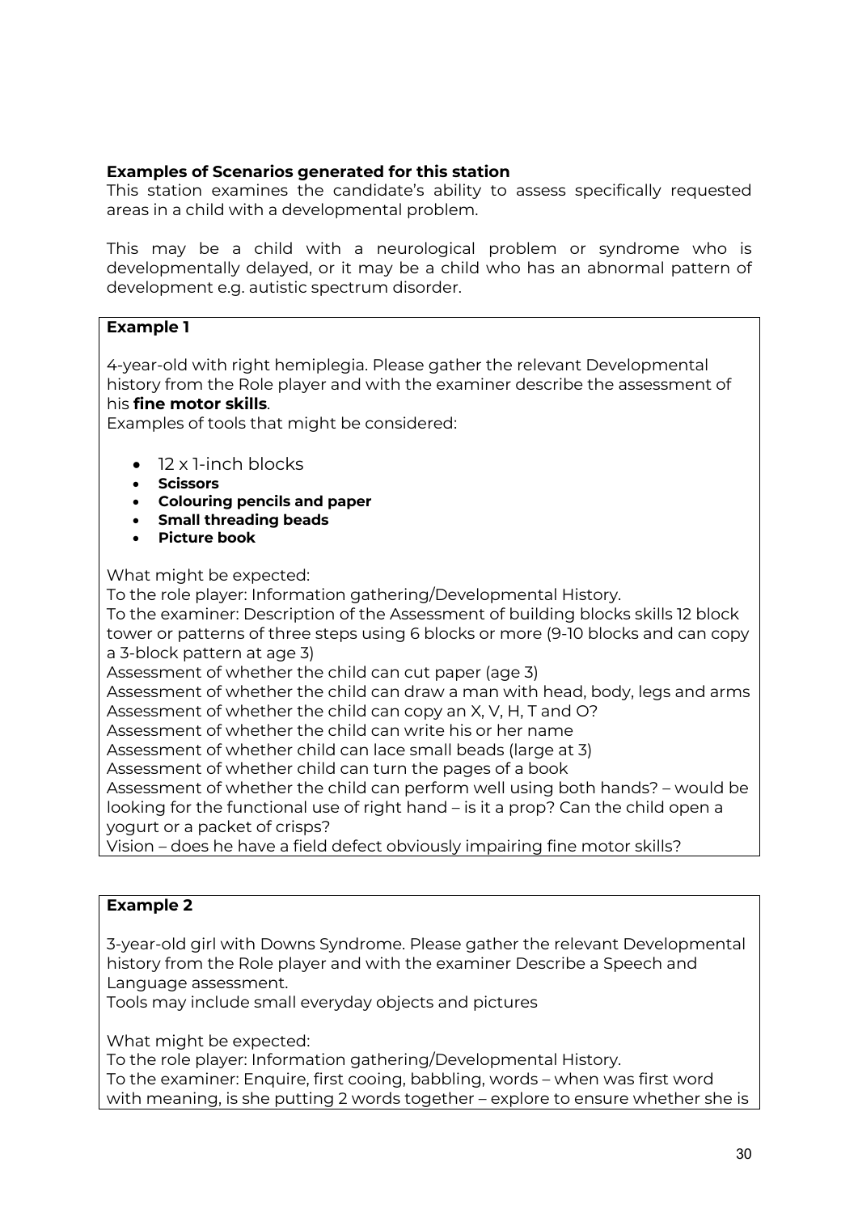**Examples of Scenarios generated for this station**

This station examines the candidate's ability to assess specifically requested areas in a child with a developmental problem.

This may be a child with a neurological problem or syndrome who is developmentally delayed, or it may be a child who has an abnormal pattern of development e.g. autistic spectrum disorder.

**Example 1**

4-year-old with right hemiplegia. Please gather the relevant Developmental history from the Role player and with the examiner describe the assessment of his **fine motor skills**.

Examples of tools that might be considered:

- 12 x 1-inch blocks
- **Scissors**
- **Colouring pencils and paper**
- **Small threading beads**
- **Picture book**

What might be expected:

To the role player: Information gathering/Developmental History.

To the examiner: Description of the Assessment of building blocks skills 12 block tower or patterns of three steps using 6 blocks or more (9-10 blocks and can copy a 3-block pattern at age 3)

Assessment of whether the child can cut paper (age 3)

Assessment of whether the child can draw a man with head, body, legs and arms

Assessment of whether the child can copy an X, V, H, T and O?

Assessment of whether the child can write his or her name

Assessment of whether child can lace small beads (large at 3)

Assessment of whether child can turn the pages of a book

Assessment of whether the child can perform well using both hands? – would be looking for the functional use of right hand – is it a prop? Can the child open a yogurt or a packet of crisps?

Vision – does he have a field defect obviously impairing fine motor skills?

**Example 2**

3-year-old girl with Downs Syndrome. Please gather the relevant Developmental history from the Role player and with the examiner Describe a Speech and Language assessment.

Tools may include small everyday objects and pictures

What might be expected:

To the role player: Information gathering/Developmental History.

To the examiner: Enquire, first cooing, babbling, words – when was first word with meaning, is she putting 2 words together – explore to ensure whether she is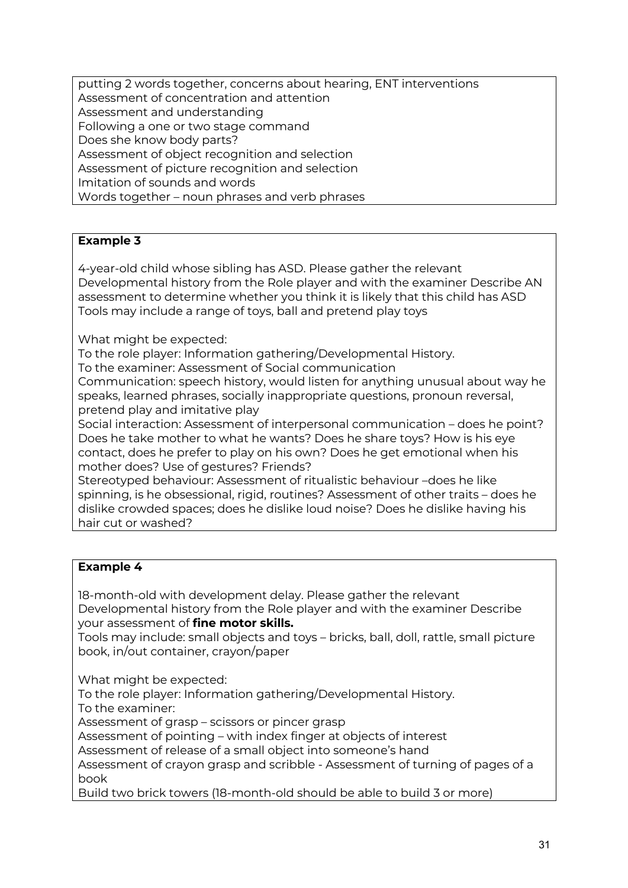putting 2 words together, concerns about hearing, ENT interventions
Assessment of concentration and attention
Assessment and understanding
Following a one or two stage command
Does she know body parts?
Assessment of object recognition and selection
Assessment of picture recognition and selection
Imitation of sounds and words
Words together – noun phrases and verb phrases

**Example 3**

4-year-old child whose sibling has ASD. Please gather the relevant Developmental history from the Role player and with the examiner Describe AN assessment to determine whether you think it is likely that this child has ASD
Tools may include a range of toys, ball and pretend play toys

What might be expected:
To the role player: Information gathering/Developmental History.
To the examiner: Assessment of Social communication
Communication: speech history, would listen for anything unusual about way he speaks, learned phrases, socially inappropriate questions, pronoun reversal, pretend play and imitative play
Social interaction: Assessment of interpersonal communication – does he point? Does he take mother to what he wants? Does he share toys? How is his eye contact, does he prefer to play on his own? Does he get emotional when his mother does? Use of gestures? Friends?
Stereotyped behaviour: Assessment of ritualistic behaviour –does he like spinning, is he obsessional, rigid, routines? Assessment of other traits – does he dislike crowded spaces; does he dislike loud noise? Does he dislike having his hair cut or washed?

**Example 4**

18-month-old with development delay. Please gather the relevant Developmental history from the Role player and with the examiner Describe your assessment of **fine motor skills.**
Tools may include: small objects and toys – bricks, ball, doll, rattle, small picture book, in/out container, crayon/paper

What might be expected:
To the role player: Information gathering/Developmental History.
To the examiner:
Assessment of grasp – scissors or pincer grasp
Assessment of pointing – with index finger at objects of interest
Assessment of release of a small object into someone's hand
Assessment of crayon grasp and scribble - Assessment of turning of pages of a book
Build two brick towers (18-month-old should be able to build 3 or more)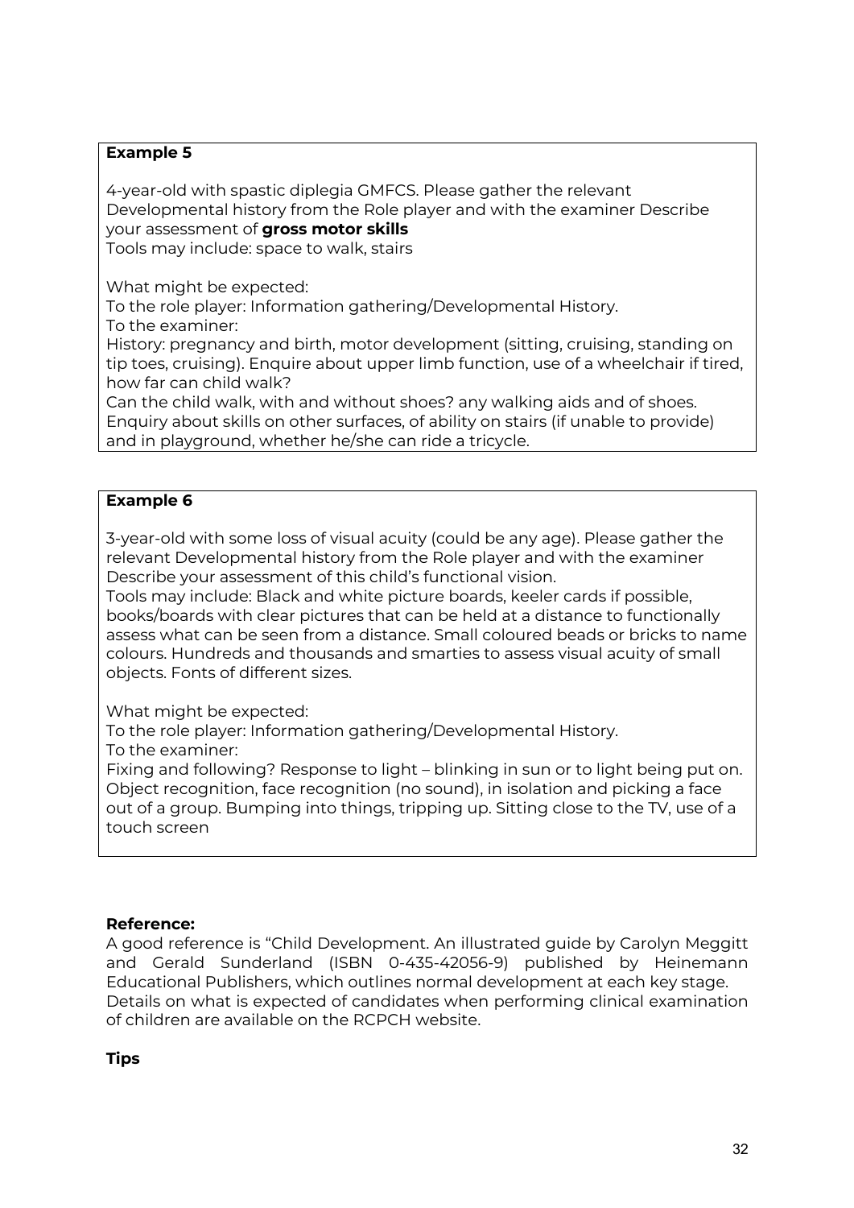**Example 5**

4-year-old with spastic diplegia GMFCS. Please gather the relevant Developmental history from the Role player and with the examiner Describe your assessment of **gross motor skills**
Tools may include: space to walk, stairs

What might be expected:
To the role player: Information gathering/Developmental History.
To the examiner:
History: pregnancy and birth, motor development (sitting, cruising, standing on tip toes, cruising). Enquire about upper limb function, use of a wheelchair if tired, how far can child walk?
Can the child walk, with and without shoes? any walking aids and of shoes. Enquiry about skills on other surfaces, of ability on stairs (if unable to provide) and in playground, whether he/she can ride a tricycle.

**Example 6**

3-year-old with some loss of visual acuity (could be any age). Please gather the relevant Developmental history from the Role player and with the examiner Describe your assessment of this child's functional vision.
Tools may include: Black and white picture boards, keeler cards if possible, books/boards with clear pictures that can be held at a distance to functionally assess what can be seen from a distance. Small coloured beads or bricks to name colours. Hundreds and thousands and smarties to assess visual acuity of small objects. Fonts of different sizes.

What might be expected:
To the role player: Information gathering/Developmental History.
To the examiner:
Fixing and following? Response to light – blinking in sun or to light being put on. Object recognition, face recognition (no sound), in isolation and picking a face out of a group. Bumping into things, tripping up. Sitting close to the TV, use of a touch screen

**Reference:**
A good reference is "Child Development. An illustrated guide by Carolyn Meggitt and Gerald Sunderland (ISBN 0-435-42056-9) published by Heinemann Educational Publishers, which outlines normal development at each key stage. Details on what is expected of candidates when performing clinical examination of children are available on the RCPCH website.

**Tips**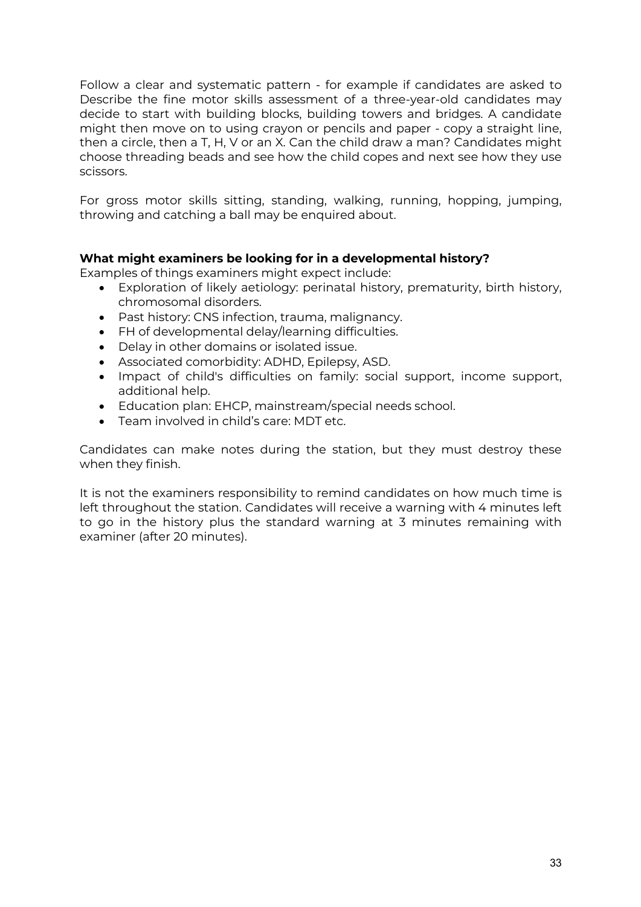Follow a clear and systematic pattern - for example if candidates are asked to Describe the fine motor skills assessment of a three-year-old candidates may decide to start with building blocks, building towers and bridges. A candidate might then move on to using crayon or pencils and paper - copy a straight line, then a circle, then a T, H, V or an X. Can the child draw a man? Candidates might choose threading beads and see how the child copes and next see how they use scissors.

For gross motor skills sitting, standing, walking, running, hopping, jumping, throwing and catching a ball may be enquired about.

**What might examiners be looking for in a developmental history?**

Examples of things examiners might expect include:

- Exploration of likely aetiology: perinatal history, prematurity, birth history, chromosomal disorders.
- Past history: CNS infection, trauma, malignancy.
- FH of developmental delay/learning difficulties.
- Delay in other domains or isolated issue.
- Associated comorbidity: ADHD, Epilepsy, ASD.
- Impact of child's difficulties on family: social support, income support, additional help.
- Education plan: EHCP, mainstream/special needs school.
- Team involved in child's care: MDT etc.

Candidates can make notes during the station, but they must destroy these when they finish.

It is not the examiners responsibility to remind candidates on how much time is left throughout the station. Candidates will receive a warning with 4 minutes left to go in the history plus the standard warning at 3 minutes remaining with examiner (after 20 minutes).